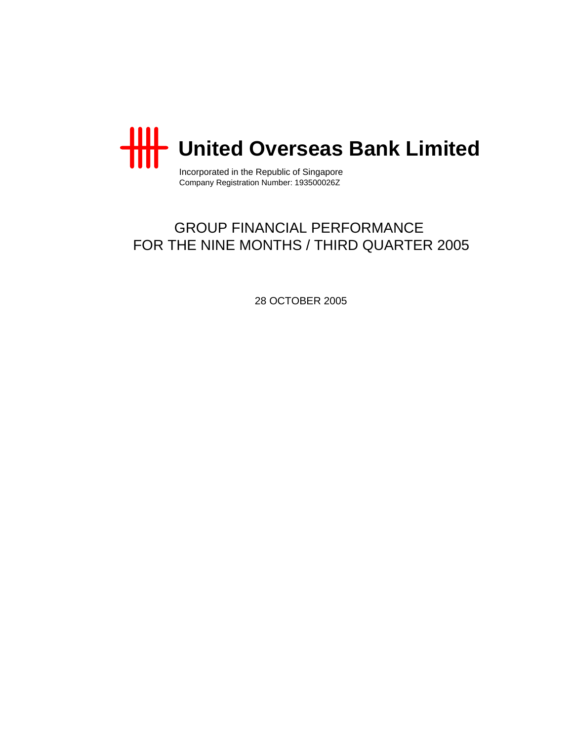# United Overseas Bank Limited

Incorporated in the Republic of Singapore
Company Registration Number: 193500026Z

## GROUP FINANCIAL PERFORMANCE FOR THE NINE MONTHS / THIRD QUARTER 2005

28 OCTOBER 2005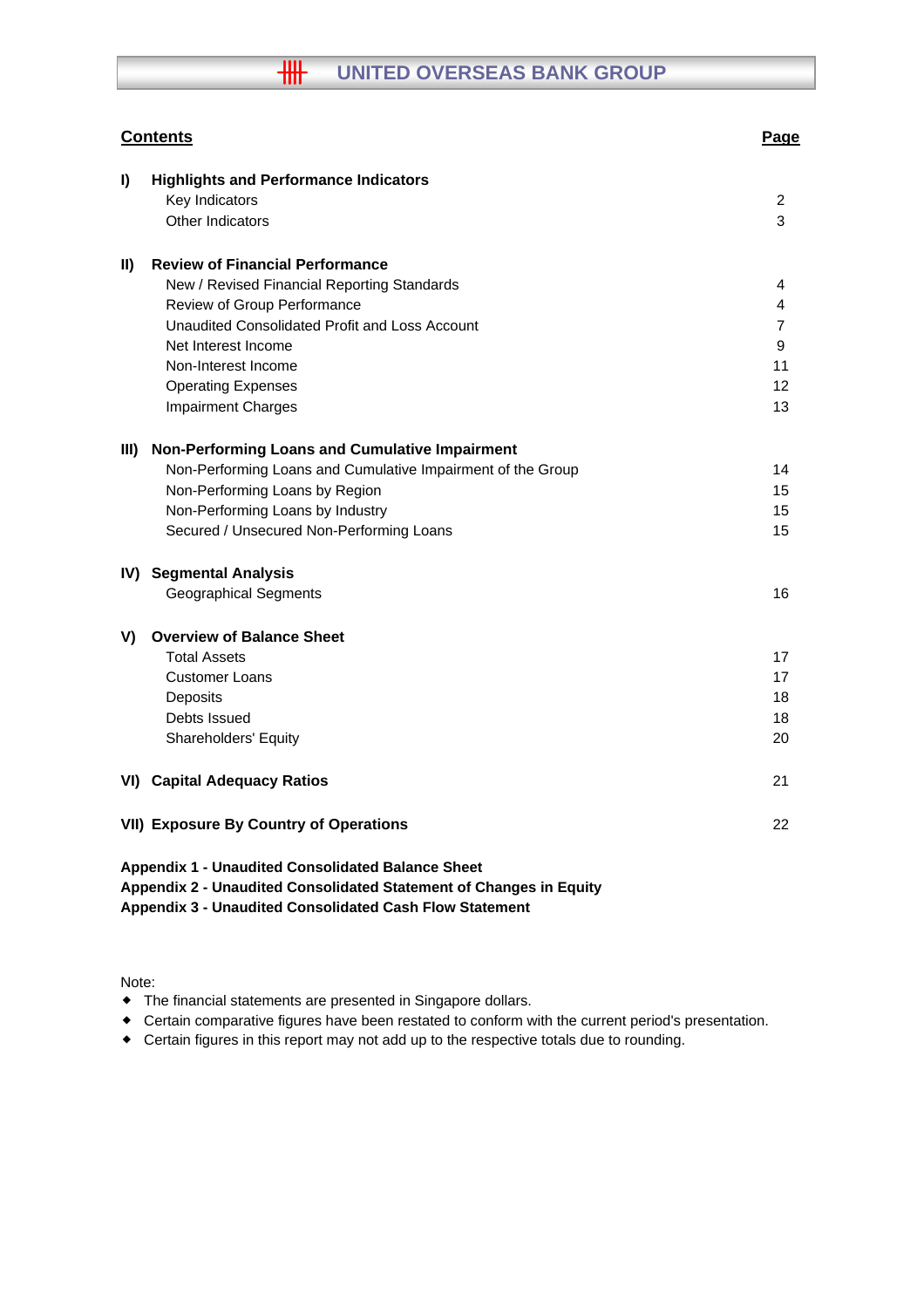# UNITED OVERSEAS BANK GROUP

| Contents | Page |
|---|---|
| **I) Highlights and Performance Indicators** | |
| Key Indicators | 2 |
| Other Indicators | 3 |
| **II) Review of Financial Performance** | |
| New / Revised Financial Reporting Standards | 4 |
| Review of Group Performance | 4 |
| Unaudited Consolidated Profit and Loss Account | 7 |
| Net Interest Income | 9 |
| Non-Interest Income | 11 |
| Operating Expenses | 12 |
| Impairment Charges | 13 |
| **III) Non-Performing Loans and Cumulative Impairment** | |
| Non-Performing Loans and Cumulative Impairment of the Group | 14 |
| Non-Performing Loans by Region | 15 |
| Non-Performing Loans by Industry | 15 |
| Secured / Unsecured Non-Performing Loans | 15 |
| **IV) Segmental Analysis** | |
| Geographical Segments | 16 |
| **V) Overview of Balance Sheet** | |
| Total Assets | 17 |
| Customer Loans | 17 |
| Deposits | 18 |
| Debts Issued | 18 |
| Shareholders' Equity | 20 |
| **VI) Capital Adequacy Ratios** | 21 |
| **VII) Exposure By Country of Operations** | 22 |

**Appendix 1 - Unaudited Consolidated Balance Sheet**
**Appendix 2 - Unaudited Consolidated Statement of Changes in Equity**
**Appendix 3 - Unaudited Consolidated Cash Flow Statement**

Note:
- The financial statements are presented in Singapore dollars.
- Certain comparative figures have been restated to conform with the current period's presentation.
- Certain figures in this report may not add up to the respective totals due to rounding.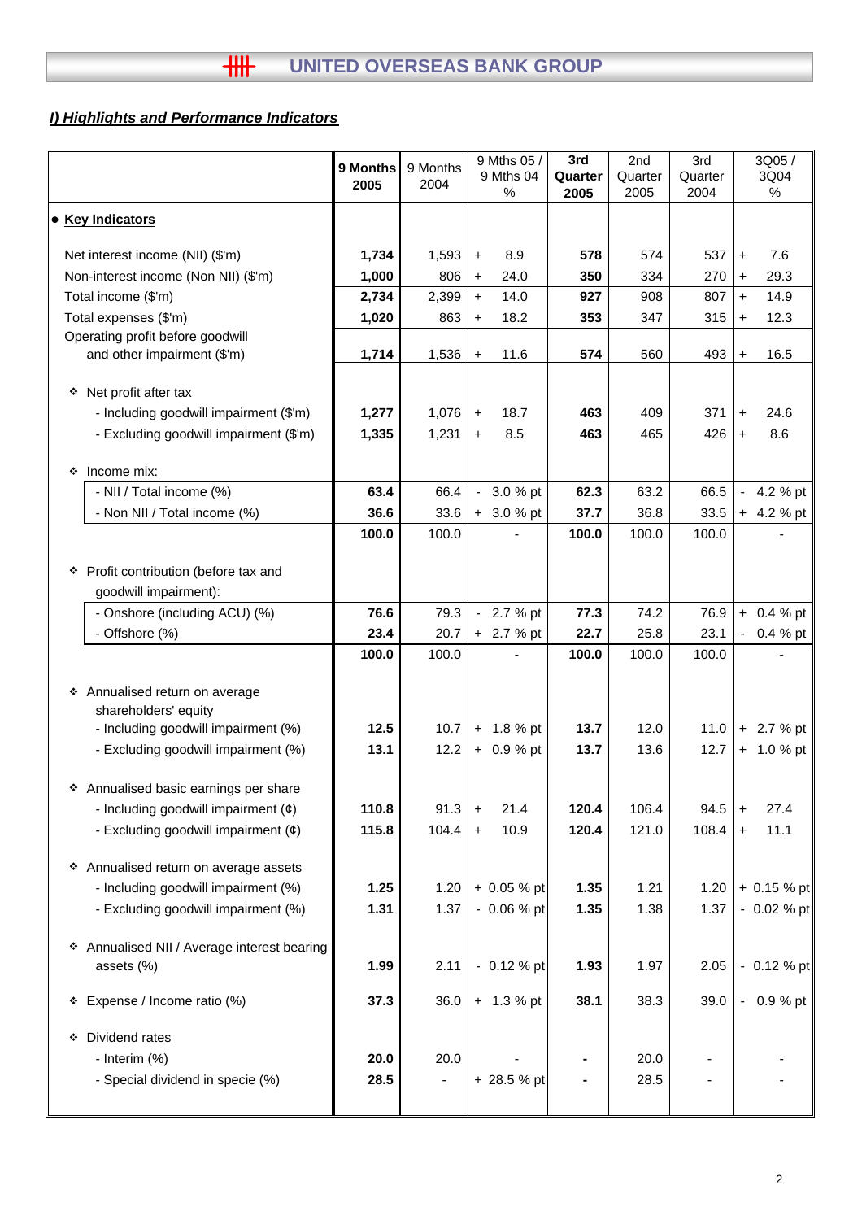## I) Highlights and Performance Indicators

| | **9 Months 2005** | 9 Months 2004 | 9 Mths 05 / 9 Mths 04 % | **3rd Quarter 2005** | 2nd Quarter 2005 | 3rd Quarter 2004 | 3Q05 / 3Q04 % |
|---|---|---|---|---|---|---|---|
| ● **Key Indicators** | | | | | | | |
| Net interest income (NII) ($'m) | **1,734** | 1,593 | + 8.9 | **578** | 574 | 537 | + 7.6 |
| Non-interest income (Non NII) ($'m) | **1,000** | 806 | + 24.0 | **350** | 334 | 270 | + 29.3 |
| Total income ($'m) | **2,734** | 2,399 | + 14.0 | **927** | 908 | 807 | + 14.9 |
| Total expenses ($'m) | **1,020** | 863 | + 18.2 | **353** | 347 | 315 | + 12.3 |
| Operating profit before goodwill and other impairment ($'m) | **1,714** | 1,536 | + 11.6 | **574** | 560 | 493 | + 16.5 |
| ❖ Net profit after tax | | | | | | | |
| - Including goodwill impairment ($'m) | **1,277** | 1,076 | + 18.7 | **463** | 409 | 371 | + 24.6 |
| - Excluding goodwill impairment ($'m) | **1,335** | 1,231 | + 8.5 | **463** | 465 | 426 | + 8.6 |
| ❖ Income mix: | | | | | | | |
| - NII / Total income (%) | **63.4** | 66.4 | - 3.0 % pt | **62.3** | 63.2 | 66.5 | - 4.2 % pt |
| - Non NII / Total income (%) | **36.6** | 33.6 | + 3.0 % pt | **37.7** | 36.8 | 33.5 | + 4.2 % pt |
| | **100.0** | 100.0 | - | **100.0** | 100.0 | 100.0 | - |
| ❖ Profit contribution (before tax and goodwill impairment): | | | | | | | |
| - Onshore (including ACU) (%) | **76.6** | 79.3 | - 2.7 % pt | **77.3** | 74.2 | 76.9 | + 0.4 % pt |
| - Offshore (%) | **23.4** | 20.7 | + 2.7 % pt | **22.7** | 25.8 | 23.1 | - 0.4 % pt |
| | **100.0** | 100.0 | - | **100.0** | 100.0 | 100.0 | - |
| ❖ Annualised return on average shareholders' equity | | | | | | | |
| - Including goodwill impairment (%) | **12.5** | 10.7 | + 1.8 % pt | **13.7** | 12.0 | 11.0 | + 2.7 % pt |
| - Excluding goodwill impairment (%) | **13.1** | 12.2 | + 0.9 % pt | **13.7** | 13.6 | 12.7 | + 1.0 % pt |
| ❖ Annualised basic earnings per share | | | | | | | |
| - Including goodwill impairment (¢) | **110.8** | 91.3 | + 21.4 | **120.4** | 106.4 | 94.5 | + 27.4 |
| - Excluding goodwill impairment (¢) | **115.8** | 104.4 | + 10.9 | **120.4** | 121.0 | 108.4 | + 11.1 |
| ❖ Annualised return on average assets | | | | | | | |
| - Including goodwill impairment (%) | **1.25** | 1.20 | + 0.05 % pt | **1.35** | 1.21 | 1.20 | + 0.15 % pt |
| - Excluding goodwill impairment (%) | **1.31** | 1.37 | - 0.06 % pt | **1.35** | 1.38 | 1.37 | - 0.02 % pt |
| ❖ Annualised NII / Average interest bearing assets (%) | **1.99** | 2.11 | - 0.12 % pt | **1.93** | 1.97 | 2.05 | - 0.12 % pt |
| ❖ Expense / Income ratio (%) | **37.3** | 36.0 | + 1.3 % pt | **38.1** | 38.3 | 39.0 | - 0.9 % pt |
| ❖ Dividend rates | | | | | | | |
| - Interim (%) | **20.0** | 20.0 | - | **-** | 20.0 | - | - |
| - Special dividend in specie (%) | **28.5** | - | + 28.5 % pt | **-** | 28.5 | - | - |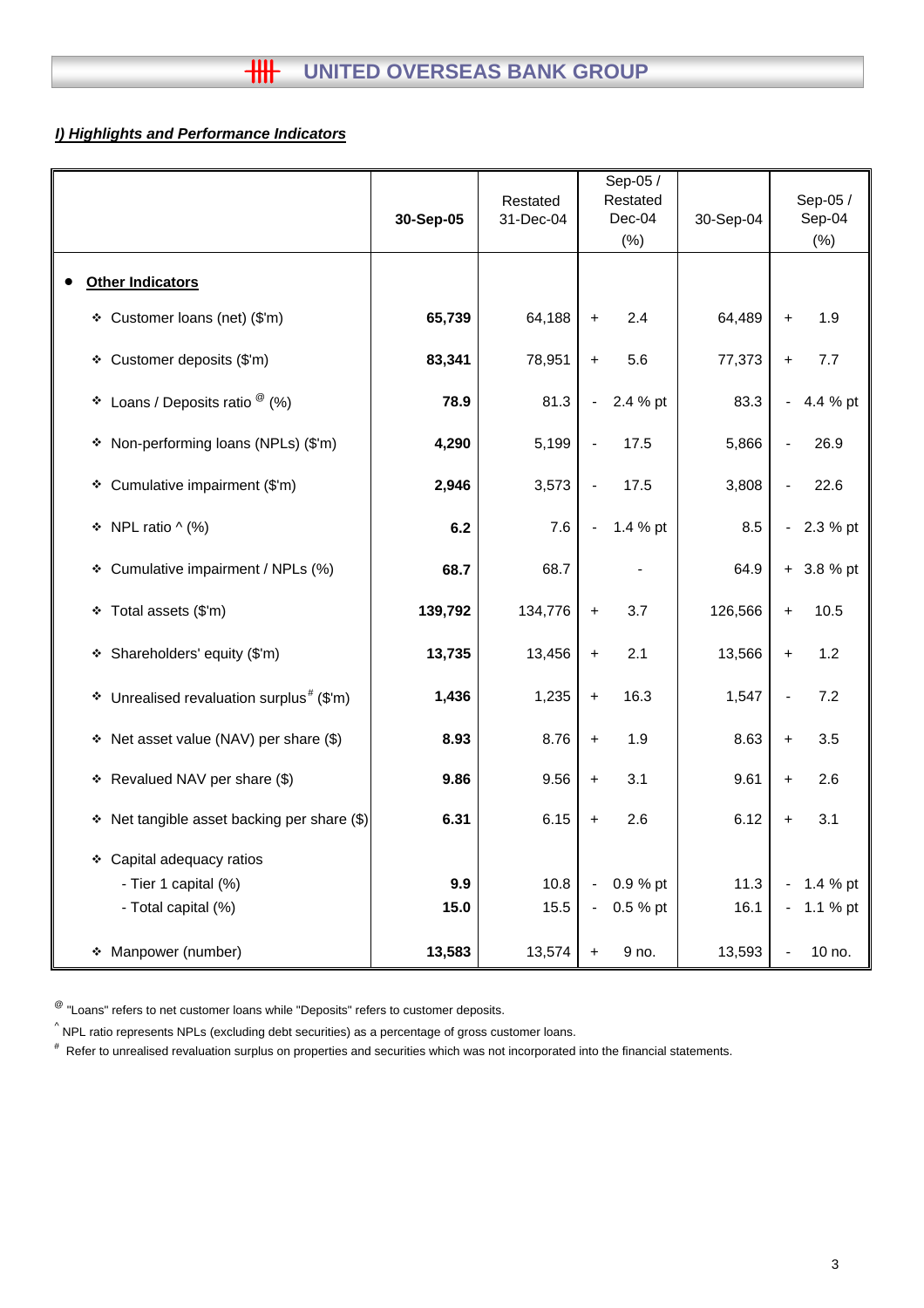## UNITED OVERSEAS BANK GROUP

### *I) Highlights and Performance Indicators*

| | 30-Sep-05 | Restated 31-Dec-04 | Sep-05 / Restated Dec-04 (%) | 30-Sep-04 | Sep-05 / Sep-04 (%) |
|---|---|---|---|---|---|
| • **Other Indicators** | | | | | |
| ❖ Customer loans (net) ($'m) | **65,739** | 64,188 | + 2.4 | 64,489 | + 1.9 |
| ❖ Customer deposits ($'m) | **83,341** | 78,951 | + 5.6 | 77,373 | + 7.7 |
| ❖ Loans / Deposits ratio [@] (%) | **78.9** | 81.3 | - 2.4 % pt | 83.3 | - 4.4 % pt |
| ❖ Non-performing loans (NPLs) ($'m) | **4,290** | 5,199 | - 17.5 | 5,866 | - 26.9 |
| ❖ Cumulative impairment ($'m) | **2,946** | 3,573 | - 17.5 | 3,808 | - 22.6 |
| ❖ NPL ratio ^ (%) | **6.2** | 7.6 | - 1.4 % pt | 8.5 | - 2.3 % pt |
| ❖ Cumulative impairment / NPLs (%) | **68.7** | 68.7 | - | 64.9 | + 3.8 % pt |
| ❖ Total assets ($'m) | **139,792** | 134,776 | + 3.7 | 126,566 | + 10.5 |
| ❖ Shareholders' equity ($'m) | **13,735** | 13,456 | + 2.1 | 13,566 | + 1.2 |
| ❖ Unrealised revaluation surplus[#] ($'m) | **1,436** | 1,235 | + 16.3 | 1,547 | - 7.2 |
| ❖ Net asset value (NAV) per share ($) | **8.93** | 8.76 | + 1.9 | 8.63 | + 3.5 |
| ❖ Revalued NAV per share ($) | **9.86** | 9.56 | + 3.1 | 9.61 | + 2.6 |
| ❖ Net tangible asset backing per share ($) | **6.31** | 6.15 | + 2.6 | 6.12 | + 3.1 |
| ❖ Capital adequacy ratios | | | | | |
| - Tier 1 capital (%) | **9.9** | 10.8 | - 0.9 % pt | 11.3 | - 1.4 % pt |
| - Total capital (%) | **15.0** | 15.5 | - 0.5 % pt | 16.1 | - 1.1 % pt |
| ❖ Manpower (number) | **13,583** | 13,574 | + 9 no. | 13,593 | - 10 no. |

[@] "Loans" refers to net customer loans while "Deposits" refers to customer deposits.

^ NPL ratio represents NPLs (excluding debt securities) as a percentage of gross customer loans.

[#] Refer to unrealised revaluation surplus on properties and securities which was not incorporated into the financial statements.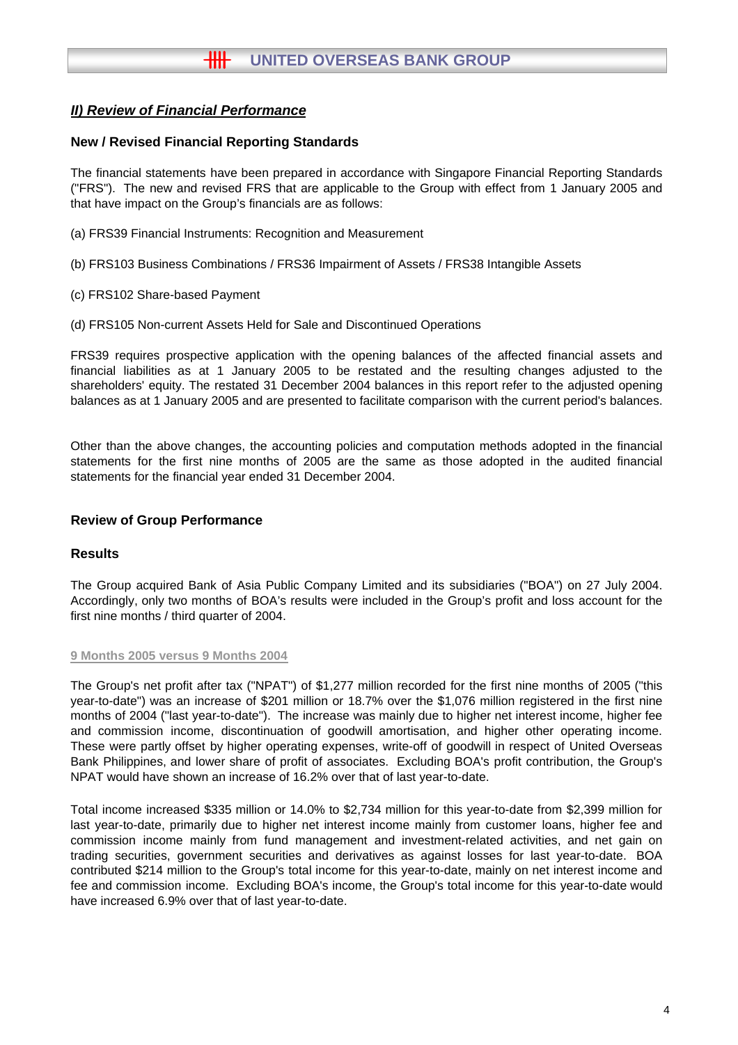## *II) Review of Financial Performance*

### New / Revised Financial Reporting Standards

The financial statements have been prepared in accordance with Singapore Financial Reporting Standards ("FRS"). The new and revised FRS that are applicable to the Group with effect from 1 January 2005 and that have impact on the Group's financials are as follows:

(a) FRS39 Financial Instruments: Recognition and Measurement

(b) FRS103 Business Combinations / FRS36 Impairment of Assets / FRS38 Intangible Assets

(c) FRS102 Share-based Payment

(d) FRS105 Non-current Assets Held for Sale and Discontinued Operations

FRS39 requires prospective application with the opening balances of the affected financial assets and financial liabilities as at 1 January 2005 to be restated and the resulting changes adjusted to the shareholders' equity. The restated 31 December 2004 balances in this report refer to the adjusted opening balances as at 1 January 2005 and are presented to facilitate comparison with the current period's balances.

Other than the above changes, the accounting policies and computation methods adopted in the financial statements for the first nine months of 2005 are the same as those adopted in the audited financial statements for the financial year ended 31 December 2004.

### Review of Group Performance

### Results

The Group acquired Bank of Asia Public Company Limited and its subsidiaries ("BOA") on 27 July 2004. Accordingly, only two months of BOA's results were included in the Group's profit and loss account for the first nine months / third quarter of 2004.

**9 Months 2005 versus 9 Months 2004**

The Group's net profit after tax ("NPAT") of $1,277 million recorded for the first nine months of 2005 ("this year-to-date") was an increase of $201 million or 18.7% over the $1,076 million registered in the first nine months of 2004 ("last year-to-date"). The increase was mainly due to higher net interest income, higher fee and commission income, discontinuation of goodwill amortisation, and higher other operating income. These were partly offset by higher operating expenses, write-off of goodwill in respect of United Overseas Bank Philippines, and lower share of profit of associates. Excluding BOA's profit contribution, the Group's NPAT would have shown an increase of 16.2% over that of last year-to-date.

Total income increased $335 million or 14.0% to $2,734 million for this year-to-date from $2,399 million for last year-to-date, primarily due to higher net interest income mainly from customer loans, higher fee and commission income mainly from fund management and investment-related activities, and net gain on trading securities, government securities and derivatives as against losses for last year-to-date. BOA contributed $214 million to the Group's total income for this year-to-date, mainly on net interest income and fee and commission income. Excluding BOA's income, the Group's total income for this year-to-date would have increased 6.9% over that of last year-to-date.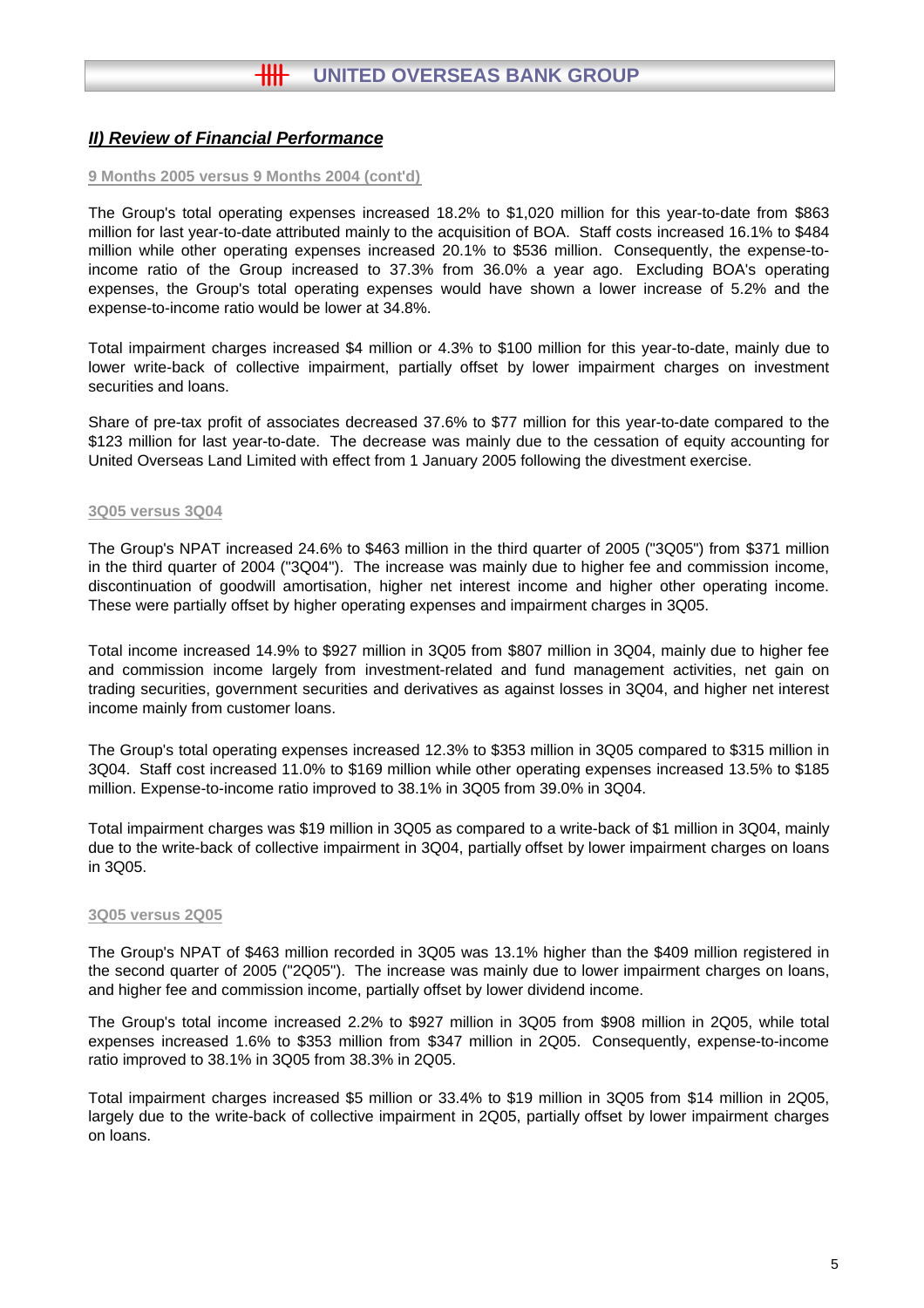## *II) Review of Financial Performance*

### 9 Months 2005 versus 9 Months 2004 (cont'd)

The Group's total operating expenses increased 18.2% to $1,020 million for this year-to-date from $863 million for last year-to-date attributed mainly to the acquisition of BOA. Staff costs increased 16.1% to $484 million while other operating expenses increased 20.1% to $536 million. Consequently, the expense-to-income ratio of the Group increased to 37.3% from 36.0% a year ago. Excluding BOA's operating expenses, the Group's total operating expenses would have shown a lower increase of 5.2% and the expense-to-income ratio would be lower at 34.8%.

Total impairment charges increased $4 million or 4.3% to $100 million for this year-to-date, mainly due to lower write-back of collective impairment, partially offset by lower impairment charges on investment securities and loans.

Share of pre-tax profit of associates decreased 37.6% to $77 million for this year-to-date compared to the $123 million for last year-to-date. The decrease was mainly due to the cessation of equity accounting for United Overseas Land Limited with effect from 1 January 2005 following the divestment exercise.

### 3Q05 versus 3Q04

The Group's NPAT increased 24.6% to $463 million in the third quarter of 2005 ("3Q05") from $371 million in the third quarter of 2004 ("3Q04"). The increase was mainly due to higher fee and commission income, discontinuation of goodwill amortisation, higher net interest income and higher other operating income. These were partially offset by higher operating expenses and impairment charges in 3Q05.

Total income increased 14.9% to $927 million in 3Q05 from $807 million in 3Q04, mainly due to higher fee and commission income largely from investment-related and fund management activities, net gain on trading securities, government securities and derivatives as against losses in 3Q04, and higher net interest income mainly from customer loans.

The Group's total operating expenses increased 12.3% to $353 million in 3Q05 compared to $315 million in 3Q04. Staff cost increased 11.0% to $169 million while other operating expenses increased 13.5% to $185 million. Expense-to-income ratio improved to 38.1% in 3Q05 from 39.0% in 3Q04.

Total impairment charges was $19 million in 3Q05 as compared to a write-back of $1 million in 3Q04, mainly due to the write-back of collective impairment in 3Q04, partially offset by lower impairment charges on loans in 3Q05.

### 3Q05 versus 2Q05

The Group's NPAT of $463 million recorded in 3Q05 was 13.1% higher than the $409 million registered in the second quarter of 2005 ("2Q05"). The increase was mainly due to lower impairment charges on loans, and higher fee and commission income, partially offset by lower dividend income.

The Group's total income increased 2.2% to $927 million in 3Q05 from $908 million in 2Q05, while total expenses increased 1.6% to $353 million from $347 million in 2Q05. Consequently, expense-to-income ratio improved to 38.1% in 3Q05 from 38.3% in 2Q05.

Total impairment charges increased $5 million or 33.4% to $19 million in 3Q05 from $14 million in 2Q05, largely due to the write-back of collective impairment in 2Q05, partially offset by lower impairment charges on loans.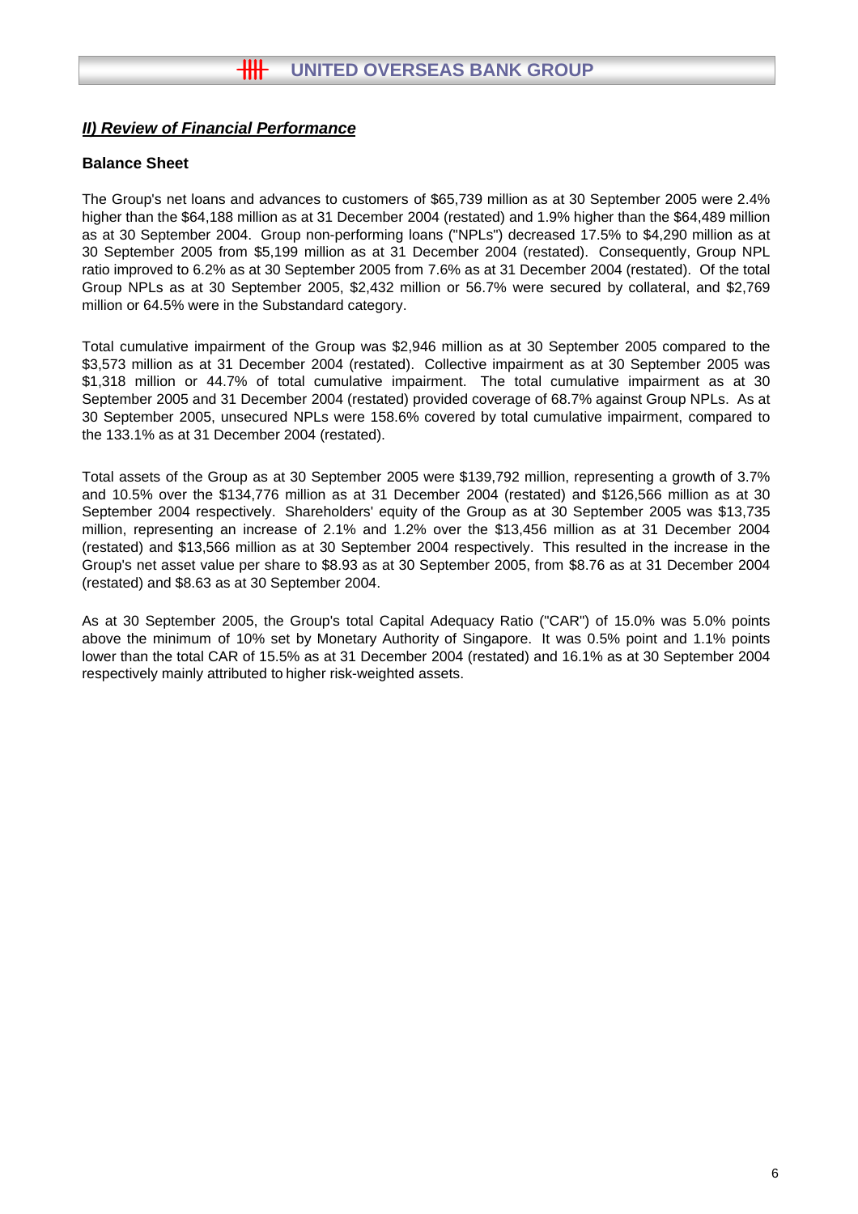## *II) Review of Financial Performance*

### Balance Sheet

The Group's net loans and advances to customers of $65,739 million as at 30 September 2005 were 2.4% higher than the $64,188 million as at 31 December 2004 (restated) and 1.9% higher than the $64,489 million as at 30 September 2004. Group non-performing loans ("NPLs") decreased 17.5% to $4,290 million as at 30 September 2005 from $5,199 million as at 31 December 2004 (restated). Consequently, Group NPL ratio improved to 6.2% as at 30 September 2005 from 7.6% as at 31 December 2004 (restated). Of the total Group NPLs as at 30 September 2005, $2,432 million or 56.7% were secured by collateral, and $2,769 million or 64.5% were in the Substandard category.

Total cumulative impairment of the Group was $2,946 million as at 30 September 2005 compared to the $3,573 million as at 31 December 2004 (restated). Collective impairment as at 30 September 2005 was $1,318 million or 44.7% of total cumulative impairment. The total cumulative impairment as at 30 September 2005 and 31 December 2004 (restated) provided coverage of 68.7% against Group NPLs. As at 30 September 2005, unsecured NPLs were 158.6% covered by total cumulative impairment, compared to the 133.1% as at 31 December 2004 (restated).

Total assets of the Group as at 30 September 2005 were $139,792 million, representing a growth of 3.7% and 10.5% over the $134,776 million as at 31 December 2004 (restated) and $126,566 million as at 30 September 2004 respectively. Shareholders' equity of the Group as at 30 September 2005 was $13,735 million, representing an increase of 2.1% and 1.2% over the $13,456 million as at 31 December 2004 (restated) and $13,566 million as at 30 September 2004 respectively. This resulted in the increase in the Group's net asset value per share to $8.93 as at 30 September 2005, from $8.76 as at 31 December 2004 (restated) and $8.63 as at 30 September 2004.

As at 30 September 2005, the Group's total Capital Adequacy Ratio ("CAR") of 15.0% was 5.0% points above the minimum of 10% set by Monetary Authority of Singapore. It was 0.5% point and 1.1% points lower than the total CAR of 15.5% as at 31 December 2004 (restated) and 16.1% as at 30 September 2004 respectively mainly attributed to higher risk-weighted assets.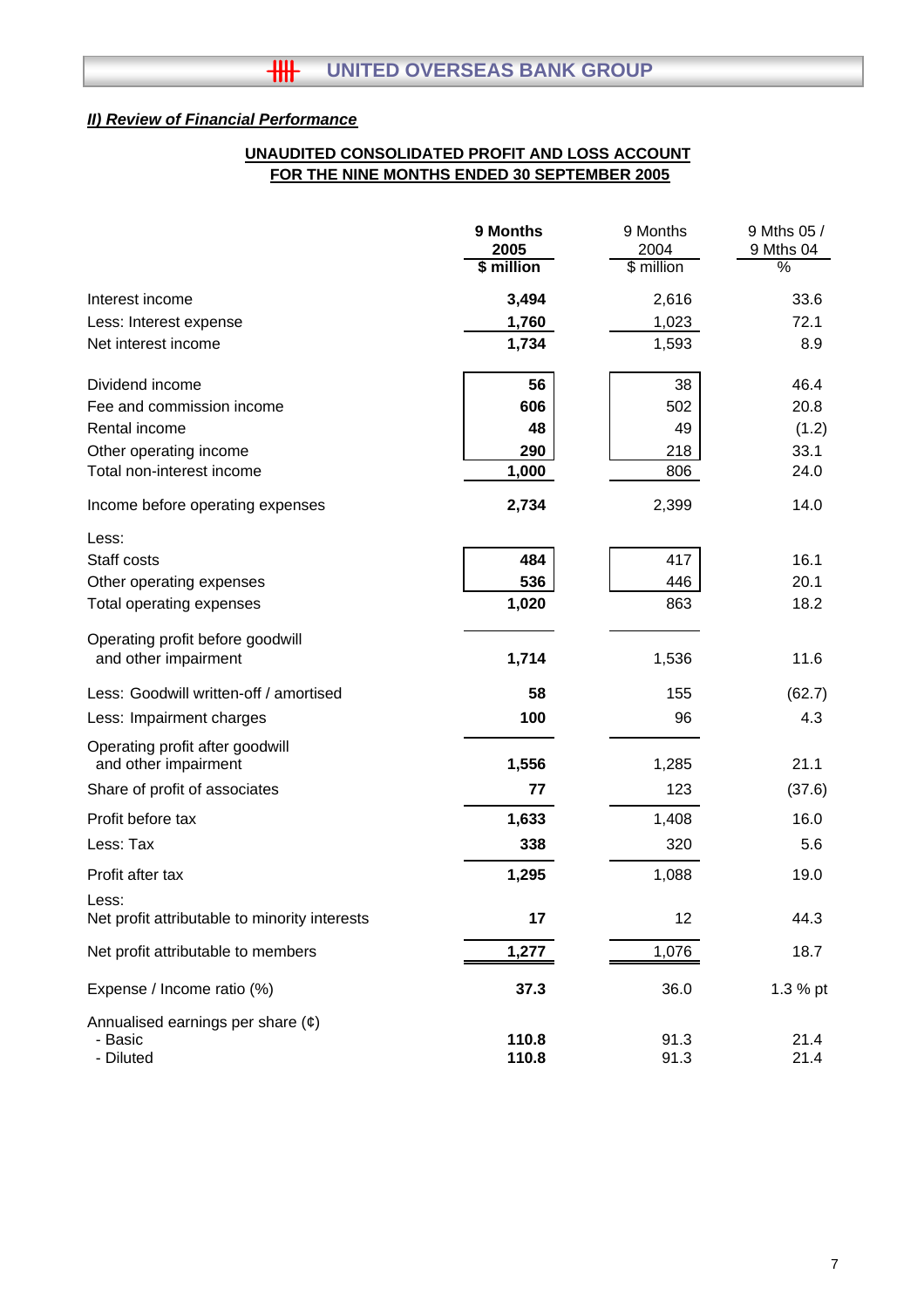## *II) Review of Financial Performance*

**UNAUDITED CONSOLIDATED PROFIT AND LOSS ACCOUNT**
**FOR THE NINE MONTHS ENDED 30 SEPTEMBER 2005**

| | **9 Months 2005 $ million** | 9 Months 2004 $ million | 9 Mths 05 / 9 Mths 04 % |
|---|---|---|---|
| Interest income | **3,494** | 2,616 | 33.6 |
| Less: Interest expense | **1,760** | 1,023 | 72.1 |
| Net interest income | **1,734** | 1,593 | 8.9 |
| | | | |
| Dividend income | **56** | 38 | 46.4 |
| Fee and commission income | **606** | 502 | 20.8 |
| Rental income | **48** | 49 | (1.2) |
| Other operating income | **290** | 218 | 33.1 |
| Total non-interest income | **1,000** | 806 | 24.0 |
| | | | |
| Income before operating expenses | **2,734** | 2,399 | 14.0 |
| | | | |
| Less: | | | |
| Staff costs | **484** | 417 | 16.1 |
| Other operating expenses | **536** | 446 | 20.1 |
| Total operating expenses | **1,020** | 863 | 18.2 |
| | | | |
| Operating profit before goodwill and other impairment | **1,714** | 1,536 | 11.6 |
| | | | |
| Less: Goodwill written-off / amortised | **58** | 155 | (62.7) |
| Less: Impairment charges | **100** | 96 | 4.3 |
| | | | |
| Operating profit after goodwill and other impairment | **1,556** | 1,285 | 21.1 |
| Share of profit of associates | **77** | 123 | (37.6) |
| Profit before tax | **1,633** | 1,408 | 16.0 |
| Less: Tax | **338** | 320 | 5.6 |
| Profit after tax | **1,295** | 1,088 | 19.0 |
| Less: Net profit attributable to minority interests | **17** | 12 | 44.3 |
| Net profit attributable to members | **1,277** | 1,076 | 18.7 |
| | | | |
| Expense / Income ratio (%) | **37.3** | 36.0 | 1.3 % pt |
| | | | |
| Annualised earnings per share (¢) | | | |
| - Basic | **110.8** | 91.3 | 21.4 |
| - Diluted | **110.8** | 91.3 | 21.4 |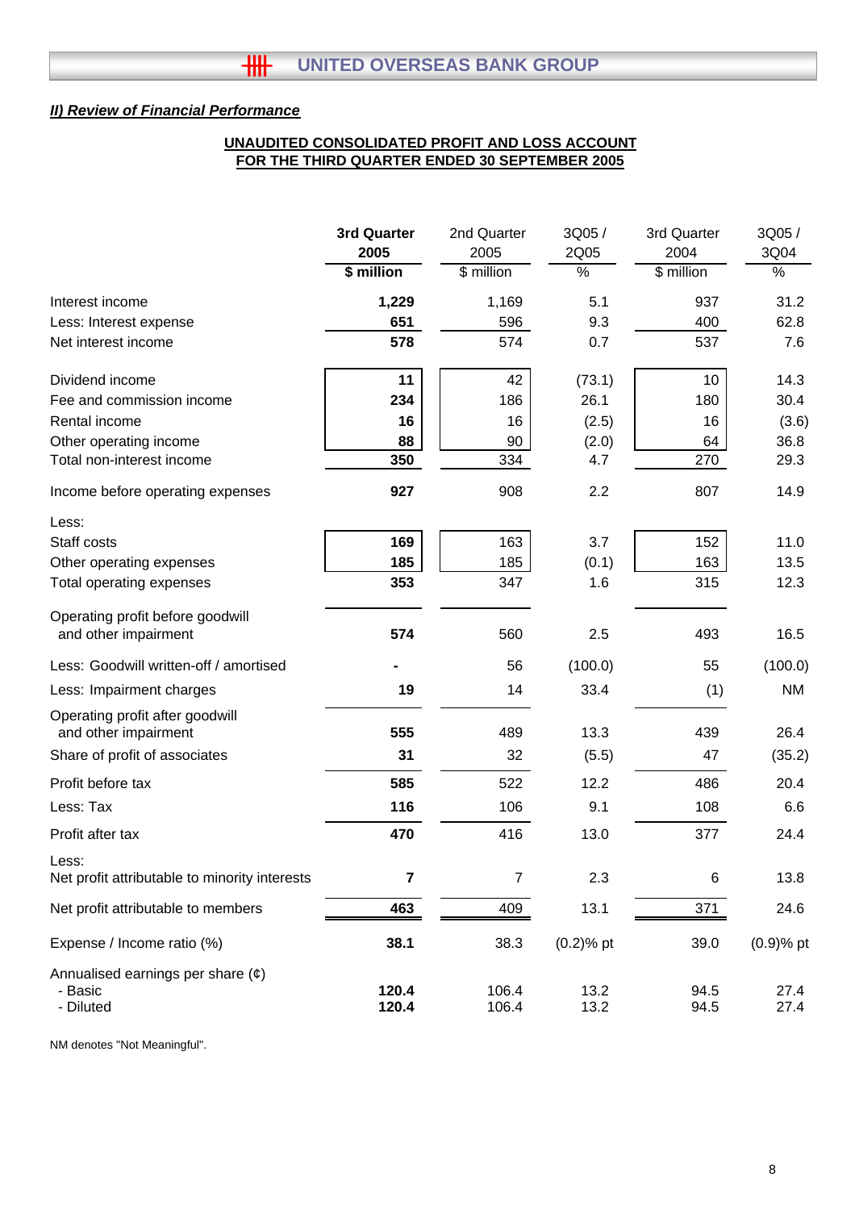## *II) Review of Financial Performance*

**UNAUDITED CONSOLIDATED PROFIT AND LOSS ACCOUNT**
**FOR THE THIRD QUARTER ENDED 30 SEPTEMBER 2005**

| | **3rd Quarter 2005 $ million** | 2nd Quarter 2005 $ million | 3Q05 / 2Q05 % | 3rd Quarter 2004 $ million | 3Q05 / 3Q04 % |
|---|---|---|---|---|---|
| Interest income | **1,229** | 1,169 | 5.1 | 937 | 31.2 |
| Less: Interest expense | **651** | 596 | 9.3 | 400 | 62.8 |
| Net interest income | **578** | 574 | 0.7 | 537 | 7.6 |
| Dividend income | **11** | 42 | (73.1) | 10 | 14.3 |
| Fee and commission income | **234** | 186 | 26.1 | 180 | 30.4 |
| Rental income | **16** | 16 | (2.5) | 16 | (3.6) |
| Other operating income | **88** | 90 | (2.0) | 64 | 36.8 |
| Total non-interest income | **350** | 334 | 4.7 | 270 | 29.3 |
| Income before operating expenses | **927** | 908 | 2.2 | 807 | 14.9 |
| Less: | | | | | |
| Staff costs | **169** | 163 | 3.7 | 152 | 11.0 |
| Other operating expenses | **185** | 185 | (0.1) | 163 | 13.5 |
| Total operating expenses | **353** | 347 | 1.6 | 315 | 12.3 |
| Operating profit before goodwill and other impairment | **574** | 560 | 2.5 | 493 | 16.5 |
| Less: Goodwill written-off / amortised | **-** | 56 | (100.0) | 55 | (100.0) |
| Less: Impairment charges | **19** | 14 | 33.4 | (1) | NM |
| Operating profit after goodwill and other impairment | **555** | 489 | 13.3 | 439 | 26.4 |
| Share of profit of associates | **31** | 32 | (5.5) | 47 | (35.2) |
| Profit before tax | **585** | 522 | 12.2 | 486 | 20.4 |
| Less: Tax | **116** | 106 | 9.1 | 108 | 6.6 |
| Profit after tax | **470** | 416 | 13.0 | 377 | 24.4 |
| Less: Net profit attributable to minority interests | **7** | 7 | 2.3 | 6 | 13.8 |
| Net profit attributable to members | **463** | 409 | 13.1 | 371 | 24.6 |
| Expense / Income ratio (%) | **38.1** | 38.3 | (0.2)% pt | 39.0 | (0.9)% pt |
| Annualised earnings per share (¢) | | | | | |
| - Basic | **120.4** | 106.4 | 13.2 | 94.5 | 27.4 |
| - Diluted | **120.4** | 106.4 | 13.2 | 94.5 | 27.4 |

NM denotes "Not Meaningful".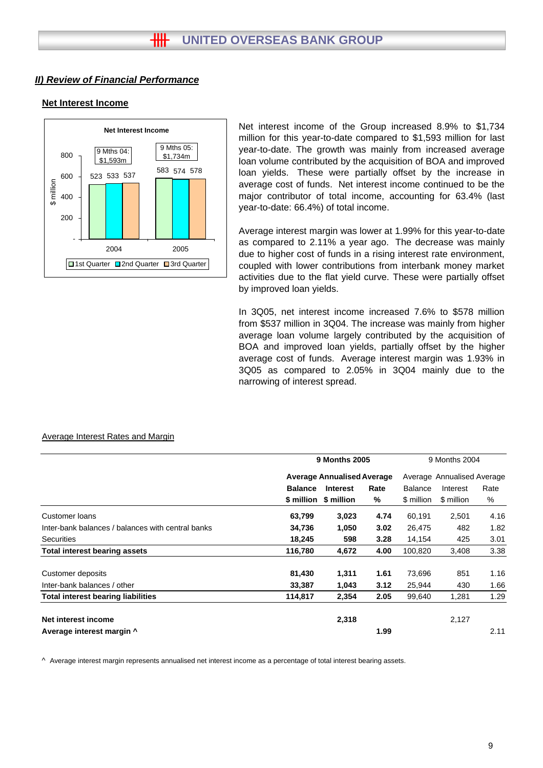## II) Review of Financial Performance

### Net Interest Income

Net Interest Income

| | 1st Quarter | 2nd Quarter | 3rd Quarter |
|---|---|---|---|
| 2004 (9 Mths 04: $1,593m) | 523 | 533 | 537 |
| 2005 (9 Mths 05: $1,734m) | 583 | 574 | 578 |

($ million)

Net interest income of the Group increased 8.9% to $1,734 million for this year-to-date compared to $1,593 million for last year-to-date. The growth was mainly from increased average loan volume contributed by the acquisition of BOA and improved loan yields. These were partially offset by the increase in average cost of funds. Net interest income continued to be the major contributor of total income, accounting for 63.4% (last year-to-date: 66.4%) of total income.

Average interest margin was lower at 1.99% for this year-to-date as compared to 2.11% a year ago. The decrease was mainly due to higher cost of funds in a rising interest rate environment, coupled with lower contributions from interbank money market activities due to the flat yield curve. These were partially offset by improved loan yields.

In 3Q05, net interest income increased 7.6% to $578 million from $537 million in 3Q04. The increase was mainly from higher average loan volume largely contributed by the acquisition of BOA and improved loan yields, partially offset by the higher average cost of funds. Average interest margin was 1.93% in 3Q05 as compared to 2.05% in 3Q04 mainly due to the narrowing of interest spread.

Average Interest Rates and Margin

| | **9 Months 2005** | | | 9 Months 2004 | | |
|---|---|---|---|---|---|---|
| | **Average Balance $ million** | **Annualised Interest $ million** | **Average Rate %** | Average Balance $ million | Annualised Interest $ million | Average Rate % |
| Customer loans | **63,799** | **3,023** | **4.74** | 60,191 | 2,501 | 4.16 |
| Inter-bank balances / balances with central banks | **34,736** | **1,050** | **3.02** | 26,475 | 482 | 1.82 |
| Securities | **18,245** | **598** | **3.28** | 14,154 | 425 | 3.01 |
| **Total interest bearing assets** | **116,780** | **4,672** | **4.00** | 100,820 | 3,408 | 3.38 |
| Customer deposits | **81,430** | **1,311** | **1.61** | 73,696 | 851 | 1.16 |
| Inter-bank balances / other | **33,387** | **1,043** | **3.12** | 25,944 | 430 | 1.66 |
| **Total interest bearing liabilities** | **114,817** | **2,354** | **2.05** | 99,640 | 1,281 | 1.29 |
| **Net interest income** | | **2,318** | | | 2,127 | |
| **Average interest margin ^** | | | **1.99** | | | 2.11 |

^ Average interest margin represents annualised net interest income as a percentage of total interest bearing assets.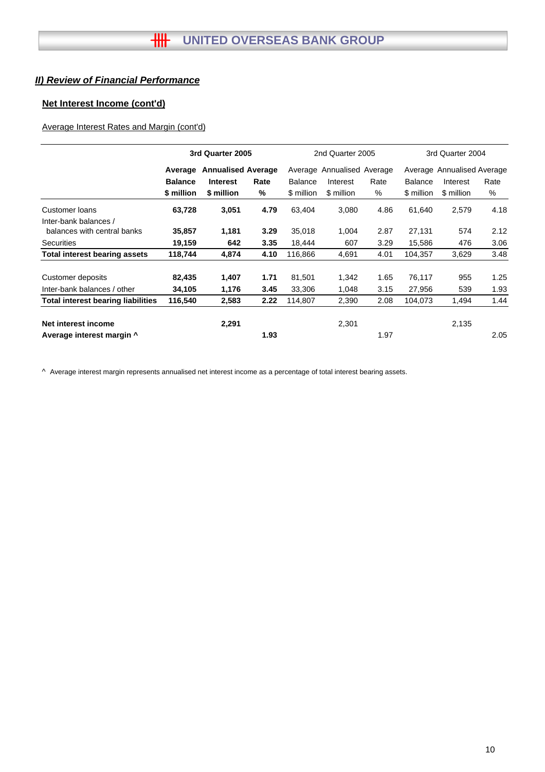## *II) Review of Financial Performance*

### Net Interest Income (cont'd)

Average Interest Rates and Margin (cont'd)

| | 3rd Quarter 2005 | | | 2nd Quarter 2005 | | | 3rd Quarter 2004 | | |
|---|---|---|---|---|---|---|---|---|---|
| | **Average Balance $ million** | **Annualised Interest $ million** | **Average Rate %** | Average Balance $ million | Annualised Interest $ million | Average Rate % | Average Balance $ million | Annualised Interest $ million | Average Rate % |
| Customer loans | **63,728** | **3,051** | **4.79** | 63,404 | 3,080 | 4.86 | 61,640 | 2,579 | 4.18 |
| Inter-bank balances / balances with central banks | **35,857** | **1,181** | **3.29** | 35,018 | 1,004 | 2.87 | 27,131 | 574 | 2.12 |
| Securities | **19,159** | **642** | **3.35** | 18,444 | 607 | 3.29 | 15,586 | 476 | 3.06 |
| **Total interest bearing assets** | **118,744** | **4,874** | **4.10** | 116,866 | 4,691 | 4.01 | 104,357 | 3,629 | 3.48 |
| | | | | | | | | | |
| Customer deposits | **82,435** | **1,407** | **1.71** | 81,501 | 1,342 | 1.65 | 76,117 | 955 | 1.25 |
| Inter-bank balances / other | **34,105** | **1,176** | **3.45** | 33,306 | 1,048 | 3.15 | 27,956 | 539 | 1.93 |
| **Total interest bearing liabilities** | **116,540** | **2,583** | **2.22** | 114,807 | 2,390 | 2.08 | 104,073 | 1,494 | 1.44 |
| | | | | | | | | | |
| **Net interest income** | | **2,291** | | | 2,301 | | | 2,135 | |
| **Average interest margin ^** | | | **1.93** | | | 1.97 | | | 2.05 |

^ Average interest margin represents annualised net interest income as a percentage of total interest bearing assets.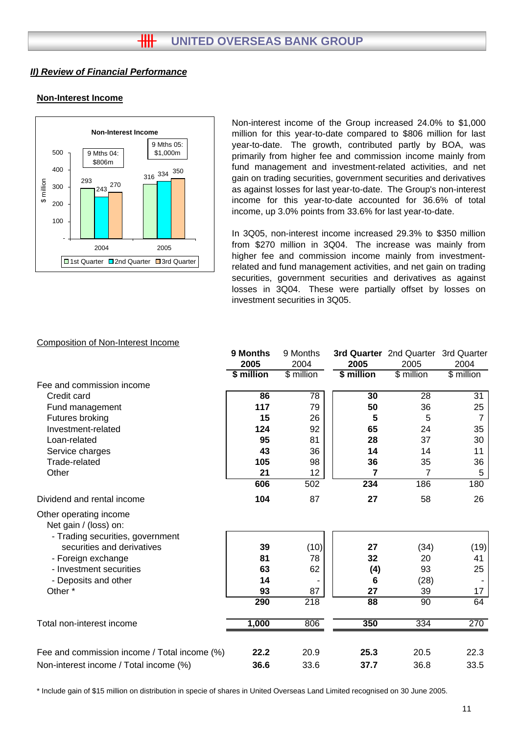## II) Review of Financial Performance

### Non-Interest Income

Non-interest income of the Group increased 24.0% to $1,000 million for this year-to-date compared to $806 million for last year-to-date. The growth, contributed partly by BOA, was primarily from higher fee and commission income mainly from fund management and investment-related activities, and net gain on trading securities, government securities and derivatives as against losses for last year-to-date. The Group's non-interest income for this year-to-date accounted for 36.6% of total income, up 3.0% points from 33.6% for last year-to-date.

In 3Q05, non-interest income increased 29.3% to $350 million from $270 million in 3Q04. The increase was mainly from higher fee and commission income mainly from investment-related and fund management activities, and net gain on trading securities, government securities and derivatives as against losses in 3Q04. These were partially offset by losses on investment securities in 3Q05.

Non-Interest Income ($ million)

| | 1st Quarter | 2nd Quarter | 3rd Quarter |
|---|---|---|---|
| 2004 (9 Mths 04: $806m) | 293 | 243 | 270 |
| 2005 (9 Mths 05: $1,000m) | 316 | 334 | 350 |

### Composition of Non-Interest Income

| | 9 Months 2005 $ million | 9 Months 2004 $ million | 3rd Quarter 2005 $ million | 2nd Quarter 2005 $ million | 3rd Quarter 2004 $ million |
|---|---|---|---|---|---|
| **Fee and commission income** | | | | | |
| Credit card | **86** | 78 | **30** | 28 | 31 |
| Fund management | **117** | 79 | **50** | 36 | 25 |
| Futures broking | **15** | 26 | **5** | 5 | 7 |
| Investment-related | **124** | 92 | **65** | 24 | 35 |
| Loan-related | **95** | 81 | **28** | 37 | 30 |
| Service charges | **43** | 36 | **14** | 14 | 11 |
| Trade-related | **105** | 98 | **36** | 35 | 36 |
| Other | **21** | 12 | **7** | 7 | 5 |
| | **606** | 502 | **234** | 186 | 180 |
| Dividend and rental income | **104** | 87 | **27** | 58 | 26 |
| **Other operating income** | | | | | |
| Net gain / (loss) on: | | | | | |
| - Trading securities, government securities and derivatives | **39** | (10) | **27** | (34) | (19) |
| - Foreign exchange | **81** | 78 | **32** | 20 | 41 |
| - Investment securities | **63** | 62 | **(4)** | 93 | 25 |
| - Deposits and other | **14** | - | **6** | (28) | - |
| Other * | **93** | 87 | **27** | 39 | 17 |
| | **290** | 218 | **88** | 90 | 64 |
| Total non-interest income | **1,000** | 806 | **350** | 334 | 270 |
| Fee and commission income / Total income (%) | **22.2** | 20.9 | **25.3** | 20.5 | 22.3 |
| Non-interest income / Total income (%) | **36.6** | 33.6 | **37.7** | 36.8 | 33.5 |

\* Include gain of $15 million on distribution in specie of shares in United Overseas Land Limited recognised on 30 June 2005.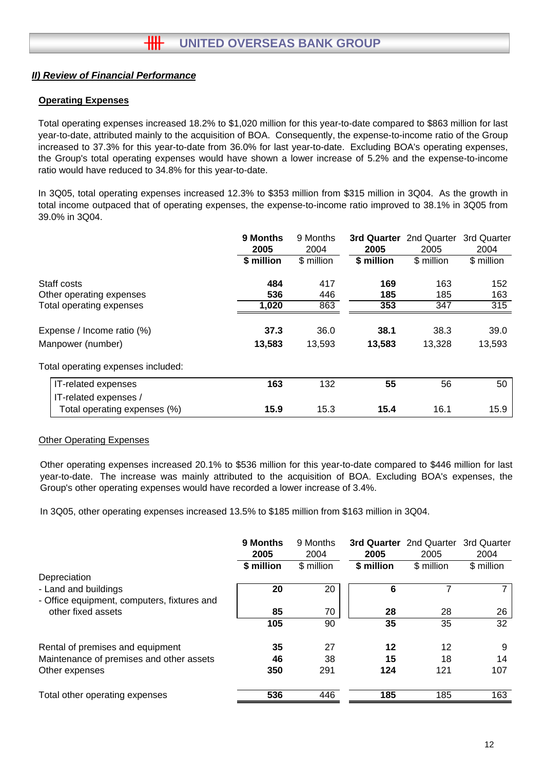## *II) Review of Financial Performance*

### Operating Expenses

Total operating expenses increased 18.2% to $1,020 million for this year-to-date compared to $863 million for last year-to-date, attributed mainly to the acquisition of BOA. Consequently, the expense-to-income ratio of the Group increased to 37.3% for this year-to-date from 36.0% for last year-to-date. Excluding BOA's operating expenses, the Group's total operating expenses would have shown a lower increase of 5.2% and the expense-to-income ratio would have reduced to 34.8% for this year-to-date.

In 3Q05, total operating expenses increased 12.3% to $353 million from $315 million in 3Q04. As the growth in total income outpaced that of operating expenses, the expense-to-income ratio improved to 38.1% in 3Q05 from 39.0% in 3Q04.

| | **9 Months 2005** | 9 Months 2004 | **3rd Quarter 2005** | 2nd Quarter 2005 | 3rd Quarter 2004 |
|---|---|---|---|---|---|
| | **$ million** | $ million | **$ million** | $ million | $ million |
| Staff costs | **484** | 417 | **169** | 163 | 152 |
| Other operating expenses | **536** | 446 | **185** | 185 | 163 |
| Total operating expenses | **1,020** | 863 | **353** | 347 | 315 |
| Expense / Income ratio (%) | **37.3** | 36.0 | **38.1** | 38.3 | 39.0 |
| Manpower (number) | **13,583** | 13,593 | **13,583** | 13,328 | 13,593 |
| Total operating expenses included: | | | | | |
| IT-related expenses | **163** | 132 | **55** | 56 | 50 |
| IT-related expenses / Total operating expenses (%) | **15.9** | 15.3 | **15.4** | 16.1 | 15.9 |

Other Operating Expenses

Other operating expenses increased 20.1% to $536 million for this year-to-date compared to $446 million for last year-to-date. The increase was mainly attributed to the acquisition of BOA. Excluding BOA's expenses, the Group's other operating expenses would have recorded a lower increase of 3.4%.

In 3Q05, other operating expenses increased 13.5% to $185 million from $163 million in 3Q04.

| | **9 Months 2005** | 9 Months 2004 | **3rd Quarter 2005** | 2nd Quarter 2005 | 3rd Quarter 2004 |
|---|---|---|---|---|---|
| | **$ million** | $ million | **$ million** | $ million | $ million |
| Depreciation | | | | | |
| - Land and buildings | **20** | 20 | **6** | 7 | 7 |
| - Office equipment, computers, fixtures and other fixed assets | **85** | 70 | **28** | 28 | 26 |
| | **105** | 90 | **35** | 35 | 32 |
| Rental of premises and equipment | **35** | 27 | **12** | 12 | 9 |
| Maintenance of premises and other assets | **46** | 38 | **15** | 18 | 14 |
| Other expenses | **350** | 291 | **124** | 121 | 107 |
| Total other operating expenses | **536** | 446 | **185** | 185 | 163 |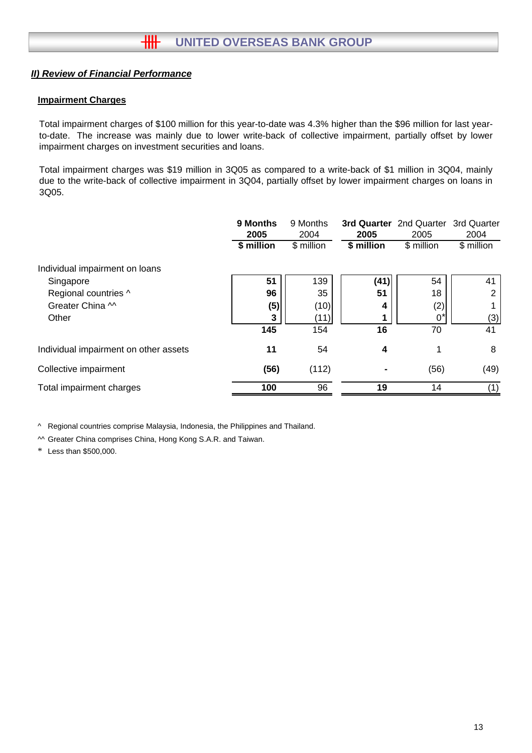## II) Review of Financial Performance

### Impairment Charges

Total impairment charges of $100 million for this year-to-date was 4.3% higher than the $96 million for last year-to-date. The increase was mainly due to lower write-back of collective impairment, partially offset by lower impairment charges on investment securities and loans.

Total impairment charges was $19 million in 3Q05 as compared to a write-back of $1 million in 3Q04, mainly due to the write-back of collective impairment in 3Q04, partially offset by lower impairment charges on loans in 3Q05.

| | **9 Months 2005** | 9 Months 2004 | **3rd Quarter 2005** | 2nd Quarter 2005 | 3rd Quarter 2004 |
|---|---|---|---|---|---|
| | **$ million** | $ million | **$ million** | $ million | $ million |
| Individual impairment on loans | | | | | |
| Singapore | **51** | 139 | **(41)** | 54 | 41 |
| Regional countries ^ | **96** | 35 | **51** | 18 | 2 |
| Greater China ^^ | **(5)** | (10) | **4** | (2) | 1 |
| Other | **3** | (11) | **1** | 0* | (3) |
| | **145** | 154 | **16** | 70 | 41 |
| Individual impairment on other assets | **11** | 54 | **4** | 1 | 8 |
| Collective impairment | **(56)** | (112) | **-** | (56) | (49) |
| Total impairment charges | **100** | 96 | **19** | 14 | (1) |

^ Regional countries comprise Malaysia, Indonesia, the Philippines and Thailand.

^^ Greater China comprises China, Hong Kong S.A.R. and Taiwan.

\* Less than $500,000.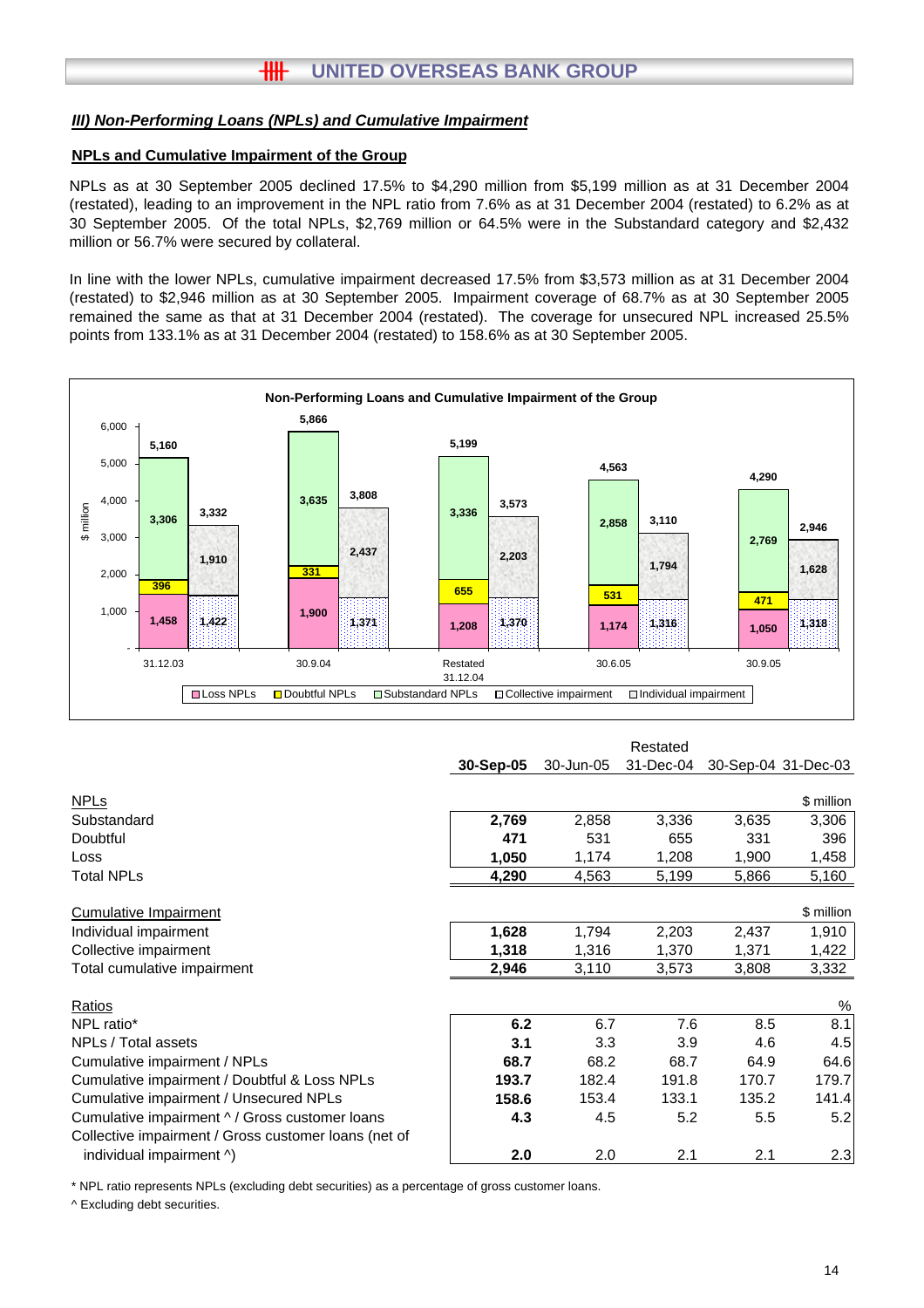### *III) Non-Performing Loans (NPLs) and Cumulative Impairment*

#### NPLs and Cumulative Impairment of the Group

NPLs as at 30 September 2005 declined 17.5% to $4,290 million from $5,199 million as at 31 December 2004 (restated), leading to an improvement in the NPL ratio from 7.6% as at 31 December 2004 (restated) to 6.2% as at 30 September 2005. Of the total NPLs, $2,769 million or 64.5% were in the Substandard category and $2,432 million or 56.7% were secured by collateral.

In line with the lower NPLs, cumulative impairment decreased 17.5% from $3,573 million as at 31 December 2004 (restated) to $2,946 million as at 30 September 2005. Impairment coverage of 68.7% as at 30 September 2005 remained the same as that at 31 December 2004 (restated). The coverage for unsecured NPL increased 25.5% points from 133.1% as at 31 December 2004 (restated) to 158.6% as at 30 September 2005.

**Non-Performing Loans and Cumulative Impairment of the Group**

($ million)

| | 31.12.03 | 30.9.04 | Restated 31.12.04 | 30.6.05 | 30.9.05 |
|---|---|---|---|---|---|
| Loss NPLs | 1,458 | 1,900 | 1,208 | 1,174 | 1,050 |
| Doubtful NPLs | 396 | 331 | 655 | 531 | 471 |
| Substandard NPLs | 3,306 | 3,635 | 3,336 | 2,858 | 2,769 |
| Total NPLs | 5,160 | 5,866 | 5,199 | 4,563 | 4,290 |
| Collective impairment | 1,422 | 1,371 | 1,370 | 1,316 | 1,318 |
| Individual impairment | 1,910 | 2,437 | 2,203 | 1,794 | 1,628 |
| Total cumulative impairment | 3,332 | 3,808 | 3,573 | 3,110 | 2,946 |

| | **30-Sep-05** | 30-Jun-05 | Restated 31-Dec-04 | 30-Sep-04 | 31-Dec-03 |
|---|---|---|---|---|---|
| NPLs | | | | | $ million |
| Substandard | **2,769** | 2,858 | 3,336 | 3,635 | 3,306 |
| Doubtful | **471** | 531 | 655 | 331 | 396 |
| Loss | **1,050** | 1,174 | 1,208 | 1,900 | 1,458 |
| Total NPLs | **4,290** | 4,563 | 5,199 | 5,866 | 5,160 |
| Cumulative Impairment | | | | | $ million |
| Individual impairment | **1,628** | 1,794 | 2,203 | 2,437 | 1,910 |
| Collective impairment | **1,318** | 1,316 | 1,370 | 1,371 | 1,422 |
| Total cumulative impairment | **2,946** | 3,110 | 3,573 | 3,808 | 3,332 |
| Ratios | | | | | % |
| NPL ratio* | **6.2** | 6.7 | 7.6 | 8.5 | 8.1 |
| NPLs / Total assets | **3.1** | 3.3 | 3.9 | 4.6 | 4.5 |
| Cumulative impairment / NPLs | **68.7** | 68.2 | 68.7 | 64.9 | 64.6 |
| Cumulative impairment / Doubtful & Loss NPLs | **193.7** | 182.4 | 191.8 | 170.7 | 179.7 |
| Cumulative impairment / Unsecured NPLs | **158.6** | 153.4 | 133.1 | 135.2 | 141.4 |
| Cumulative impairment ^ / Gross customer loans | **4.3** | 4.5 | 5.2 | 5.5 | 5.2 |
| Collective impairment / Gross customer loans (net of individual impairment ^) | **2.0** | 2.0 | 2.1 | 2.1 | 2.3 |

\* NPL ratio represents NPLs (excluding debt securities) as a percentage of gross customer loans.

^ Excluding debt securities.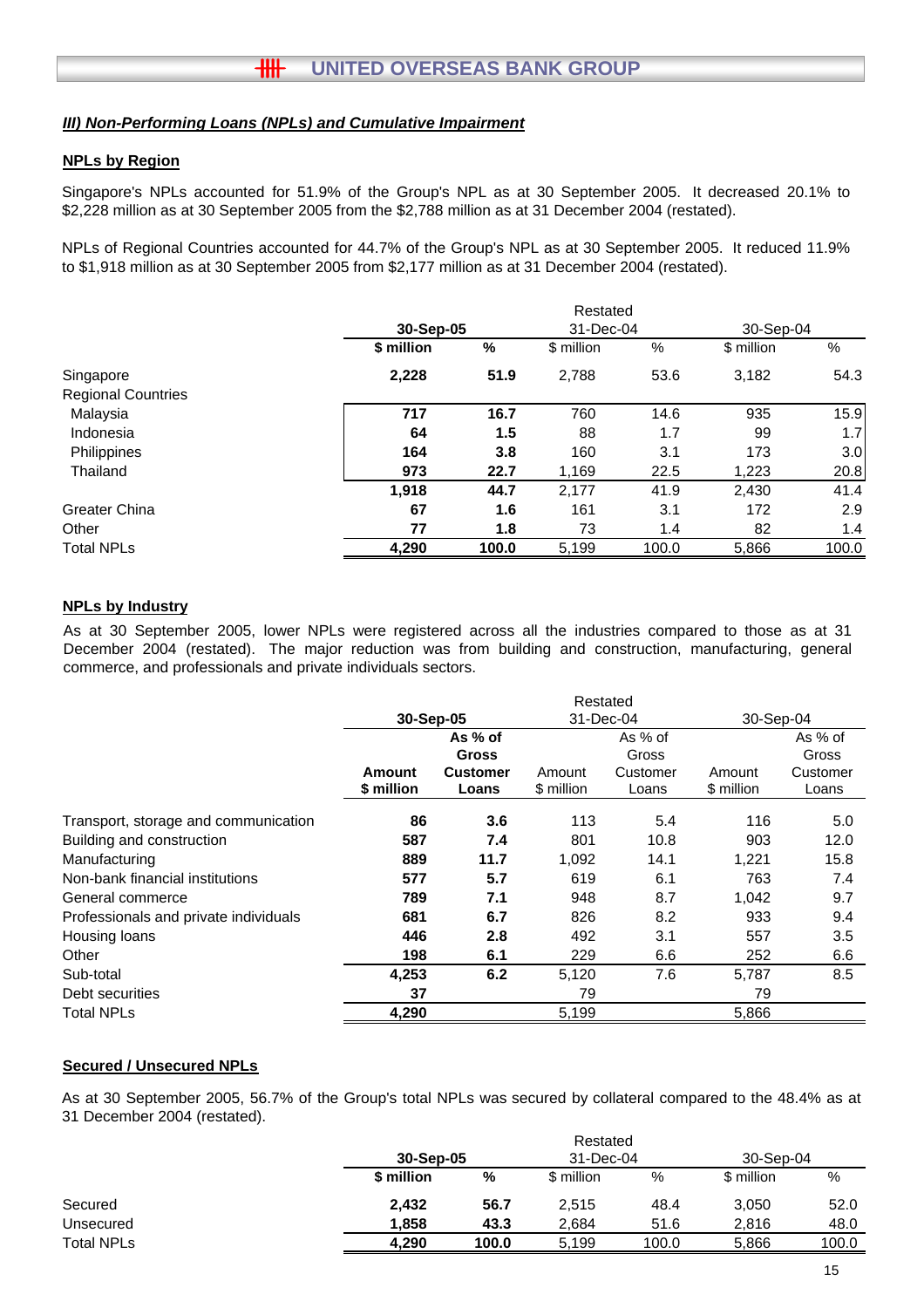### ***III) Non-Performing Loans (NPLs) and Cumulative Impairment***

**NPLs by Region**

Singapore's NPLs accounted for 51.9% of the Group's NPL as at 30 September 2005. It decreased 20.1% to $2,228 million as at 30 September 2005 from the $2,788 million as at 31 December 2004 (restated).

NPLs of Regional Countries accounted for 44.7% of the Group's NPL as at 30 September 2005. It reduced 11.9% to $1,918 million as at 30 September 2005 from $2,177 million as at 31 December 2004 (restated).

| | 30-Sep-05 | | Restated 31-Dec-04 | | 30-Sep-04 | |
|---|---|---|---|---|---|---|
| | **$ million** | **%** | $ million | % | $ million | % |
| Singapore | **2,228** | **51.9** | 2,788 | 53.6 | 3,182 | 54.3 |
| Regional Countries | | | | | | |
| Malaysia | **717** | **16.7** | 760 | 14.6 | 935 | 15.9 |
| Indonesia | **64** | **1.5** | 88 | 1.7 | 99 | 1.7 |
| Philippines | **164** | **3.8** | 160 | 3.1 | 173 | 3.0 |
| Thailand | **973** | **22.7** | 1,169 | 22.5 | 1,223 | 20.8 |
| | **1,918** | **44.7** | 2,177 | 41.9 | 2,430 | 41.4 |
| Greater China | **67** | **1.6** | 161 | 3.1 | 172 | 2.9 |
| Other | **77** | **1.8** | 73 | 1.4 | 82 | 1.4 |
| Total NPLs | **4,290** | **100.0** | 5,199 | 100.0 | 5,866 | 100.0 |

**NPLs by Industry**

As at 30 September 2005, lower NPLs were registered across all the industries compared to those as at 31 December 2004 (restated). The major reduction was from building and construction, manufacturing, general commerce, and professionals and private individuals sectors.

| | 30-Sep-05 | | Restated 31-Dec-04 | | 30-Sep-04 | |
|---|---|---|---|---|---|---|
| | **Amount $ million** | **As % of Gross Customer Loans** | Amount $ million | As % of Gross Customer Loans | Amount $ million | As % of Gross Customer Loans |
| Transport, storage and communication | **86** | **3.6** | 113 | 5.4 | 116 | 5.0 |
| Building and construction | **587** | **7.4** | 801 | 10.8 | 903 | 12.0 |
| Manufacturing | **889** | **11.7** | 1,092 | 14.1 | 1,221 | 15.8 |
| Non-bank financial institutions | **577** | **5.7** | 619 | 6.1 | 763 | 7.4 |
| General commerce | **789** | **7.1** | 948 | 8.7 | 1,042 | 9.7 |
| Professionals and private individuals | **681** | **6.7** | 826 | 8.2 | 933 | 9.4 |
| Housing loans | **446** | **2.8** | 492 | 3.1 | 557 | 3.5 |
| Other | **198** | **6.1** | 229 | 6.6 | 252 | 6.6 |
| Sub-total | **4,253** | **6.2** | 5,120 | 7.6 | 5,787 | 8.5 |
| Debt securities | **37** | | 79 | | 79 | |
| Total NPLs | **4,290** | | 5,199 | | 5,866 | |

**Secured / Unsecured NPLs**

As at 30 September 2005, 56.7% of the Group's total NPLs was secured by collateral compared to the 48.4% as at 31 December 2004 (restated).

| | 30-Sep-05 | | Restated 31-Dec-04 | | 30-Sep-04 | |
|---|---|---|---|---|---|---|
| | **$ million** | **%** | $ million | % | $ million | % |
| Secured | **2,432** | **56.7** | 2,515 | 48.4 | 3,050 | 52.0 |
| Unsecured | **1,858** | **43.3** | 2,684 | 51.6 | 2,816 | 48.0 |
| Total NPLs | **4,290** | **100.0** | 5,199 | 100.0 | 5,866 | 100.0 |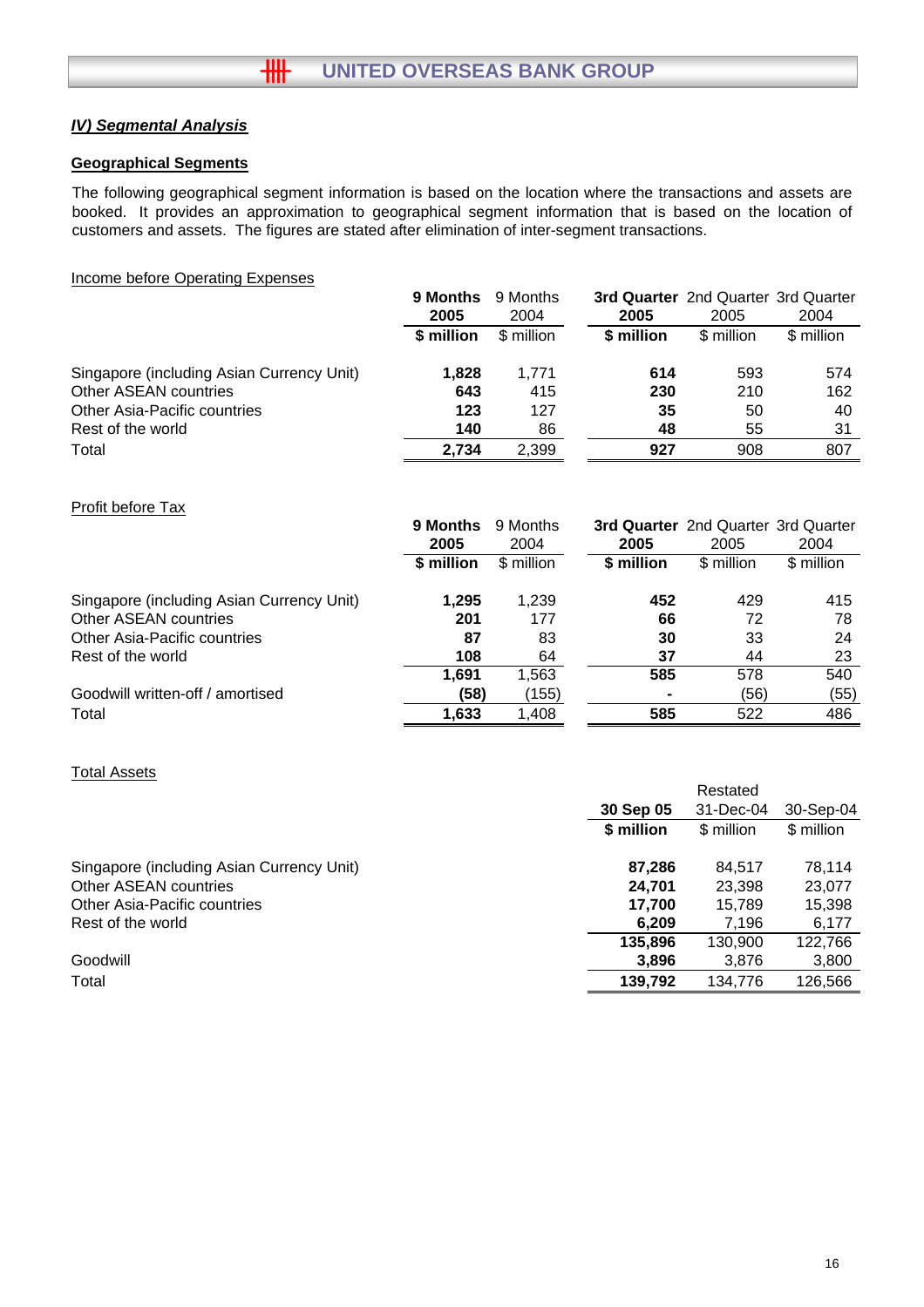## *IV) Segmental Analysis*

### Geographical Segments

The following geographical segment information is based on the location where the transactions and assets are booked. It provides an approximation to geographical segment information that is based on the location of customers and assets. The figures are stated after elimination of inter-segment transactions.

Income before Operating Expenses

| | **9 Months 2005** | 9 Months 2004 | **3rd Quarter 2005** | 2nd Quarter 2005 | 3rd Quarter 2004 |
|---|---|---|---|---|---|
| | **$ million** | $ million | **$ million** | $ million | $ million |
| Singapore (including Asian Currency Unit) | **1,828** | 1,771 | **614** | 593 | 574 |
| Other ASEAN countries | **643** | 415 | **230** | 210 | 162 |
| Other Asia-Pacific countries | **123** | 127 | **35** | 50 | 40 |
| Rest of the world | **140** | 86 | **48** | 55 | 31 |
| Total | **2,734** | 2,399 | **927** | 908 | 807 |

Profit before Tax

| | **9 Months 2005** | 9 Months 2004 | **3rd Quarter 2005** | 2nd Quarter 2005 | 3rd Quarter 2004 |
|---|---|---|---|---|---|
| | **$ million** | $ million | **$ million** | $ million | $ million |
| Singapore (including Asian Currency Unit) | **1,295** | 1,239 | **452** | 429 | 415 |
| Other ASEAN countries | **201** | 177 | **66** | 72 | 78 |
| Other Asia-Pacific countries | **87** | 83 | **30** | 33 | 24 |
| Rest of the world | **108** | 64 | **37** | 44 | 23 |
| | **1,691** | 1,563 | **585** | 578 | 540 |
| Goodwill written-off / amortised | **(58)** | (155) | **-** | (56) | (55) |
| Total | **1,633** | 1,408 | **585** | 522 | 486 |

Total Assets

| | **30 Sep 05** | Restated 31-Dec-04 | 30-Sep-04 |
|---|---|---|---|
| | **$ million** | $ million | $ million |
| Singapore (including Asian Currency Unit) | **87,286** | 84,517 | 78,114 |
| Other ASEAN countries | **24,701** | 23,398 | 23,077 |
| Other Asia-Pacific countries | **17,700** | 15,789 | 15,398 |
| Rest of the world | **6,209** | 7,196 | 6,177 |
| | **135,896** | 130,900 | 122,766 |
| Goodwill | **3,896** | 3,876 | 3,800 |
| Total | **139,792** | 134,776 | 126,566 |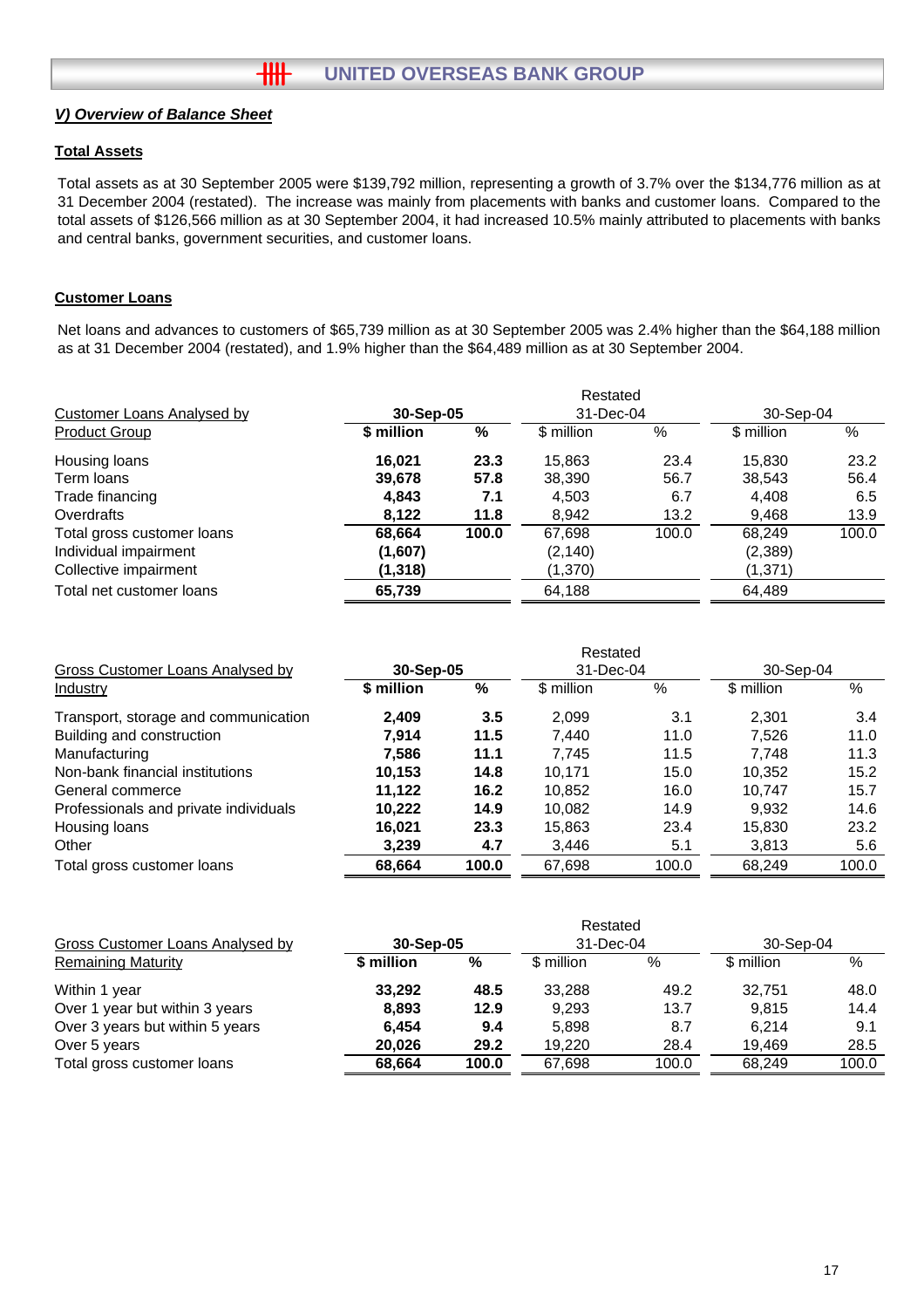## *V) Overview of Balance Sheet*

### Total Assets

Total assets as at 30 September 2005 were $139,792 million, representing a growth of 3.7% over the $134,776 million as at 31 December 2004 (restated). The increase was mainly from placements with banks and customer loans. Compared to the total assets of $126,566 million as at 30 September 2004, it had increased 10.5% mainly attributed to placements with banks and central banks, government securities, and customer loans.

### Customer Loans

Net loans and advances to customers of $65,739 million as at 30 September 2005 was 2.4% higher than the $64,188 million as at 31 December 2004 (restated), and 1.9% higher than the $64,489 million as at 30 September 2004.

| Customer Loans Analysed by Product Group | 30-Sep-05 | | Restated 31-Dec-04 | | 30-Sep-04 | |
|---|---|---|---|---|---|---|
| | **$ million** | **%** | $ million | % | $ million | % |
| Housing loans | **16,021** | **23.3** | 15,863 | 23.4 | 15,830 | 23.2 |
| Term loans | **39,678** | **57.8** | 38,390 | 56.7 | 38,543 | 56.4 |
| Trade financing | **4,843** | **7.1** | 4,503 | 6.7 | 4,408 | 6.5 |
| Overdrafts | **8,122** | **11.8** | 8,942 | 13.2 | 9,468 | 13.9 |
| Total gross customer loans | **68,664** | **100.0** | 67,698 | 100.0 | 68,249 | 100.0 |
| Individual impairment | **(1,607)** | | (2,140) | | (2,389) | |
| Collective impairment | **(1,318)** | | (1,370) | | (1,371) | |
| Total net customer loans | **65,739** | | 64,188 | | 64,489 | |

| Gross Customer Loans Analysed by Industry | 30-Sep-05 | | Restated 31-Dec-04 | | 30-Sep-04 | |
|---|---|---|---|---|---|---|
| | **$ million** | **%** | $ million | % | $ million | % |
| Transport, storage and communication | **2,409** | **3.5** | 2,099 | 3.1 | 2,301 | 3.4 |
| Building and construction | **7,914** | **11.5** | 7,440 | 11.0 | 7,526 | 11.0 |
| Manufacturing | **7,586** | **11.1** | 7,745 | 11.5 | 7,748 | 11.3 |
| Non-bank financial institutions | **10,153** | **14.8** | 10,171 | 15.0 | 10,352 | 15.2 |
| General commerce | **11,122** | **16.2** | 10,852 | 16.0 | 10,747 | 15.7 |
| Professionals and private individuals | **10,222** | **14.9** | 10,082 | 14.9 | 9,932 | 14.6 |
| Housing loans | **16,021** | **23.3** | 15,863 | 23.4 | 15,830 | 23.2 |
| Other | **3,239** | **4.7** | 3,446 | 5.1 | 3,813 | 5.6 |
| Total gross customer loans | **68,664** | **100.0** | 67,698 | 100.0 | 68,249 | 100.0 |

| Gross Customer Loans Analysed by Remaining Maturity | 30-Sep-05 | | Restated 31-Dec-04 | | 30-Sep-04 | |
|---|---|---|---|---|---|---|
| | **$ million** | **%** | $ million | % | $ million | % |
| Within 1 year | **33,292** | **48.5** | 33,288 | 49.2 | 32,751 | 48.0 |
| Over 1 year but within 3 years | **8,893** | **12.9** | 9,293 | 13.7 | 9,815 | 14.4 |
| Over 3 years but within 5 years | **6,454** | **9.4** | 5,898 | 8.7 | 6,214 | 9.1 |
| Over 5 years | **20,026** | **29.2** | 19,220 | 28.4 | 19,469 | 28.5 |
| Total gross customer loans | **68,664** | **100.0** | 67,698 | 100.0 | 68,249 | 100.0 |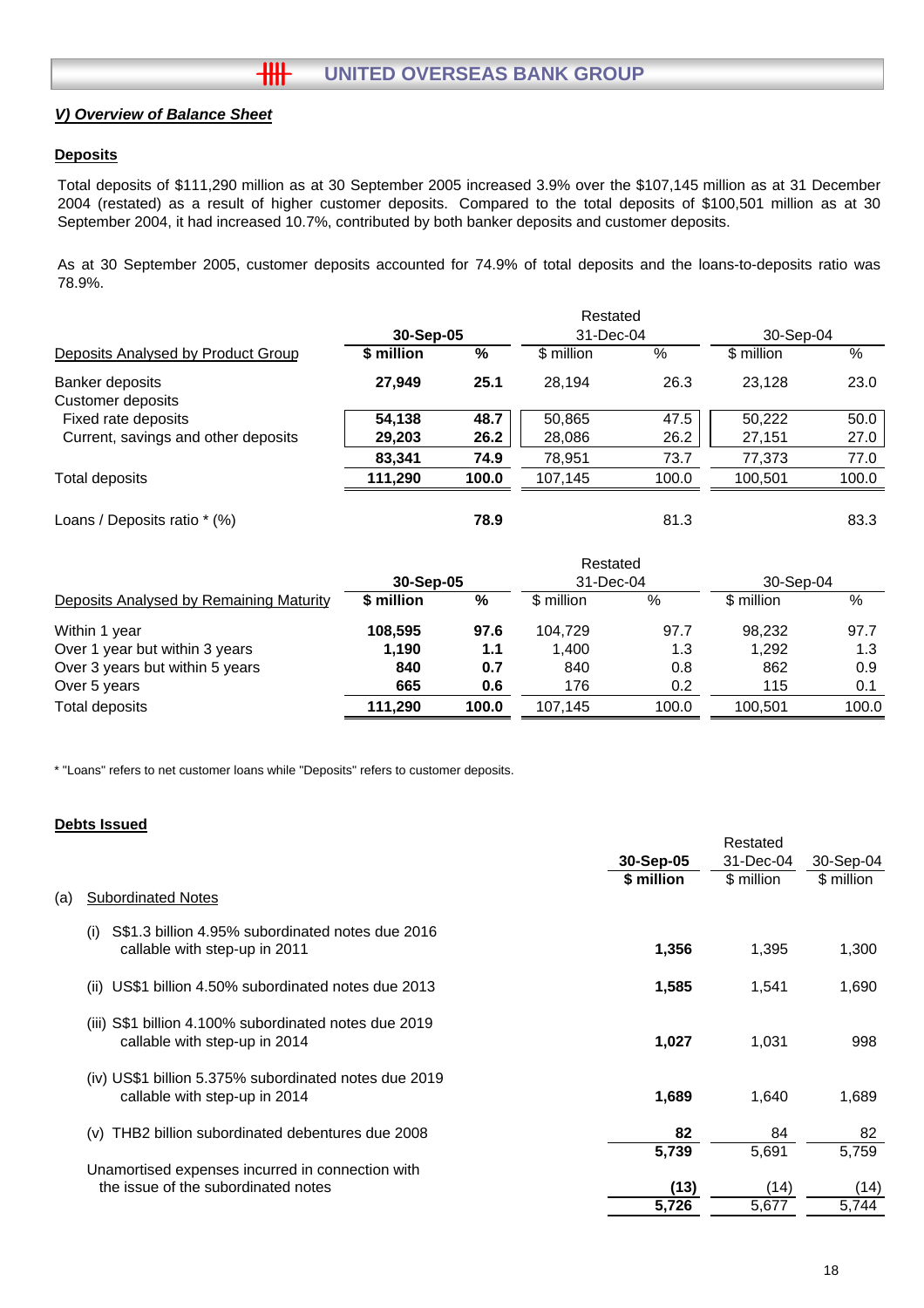## *V) Overview of Balance Sheet*

### Deposits

Total deposits of $111,290 million as at 30 September 2005 increased 3.9% over the $107,145 million as at 31 December 2004 (restated) as a result of higher customer deposits. Compared to the total deposits of $100,501 million as at 30 September 2004, it had increased 10.7%, contributed by both banker deposits and customer deposits.

As at 30 September 2005, customer deposits accounted for 74.9% of total deposits and the loans-to-deposits ratio was 78.9%.

| | 30-Sep-05 | | Restated 31-Dec-04 | | 30-Sep-04 | |
|---|---|---|---|---|---|---|
| Deposits Analysed by Product Group | **$ million** | **%** | $ million | % | $ million | % |
| Banker deposits | **27,949** | **25.1** | 28,194 | 26.3 | 23,128 | 23.0 |
| Customer deposits | | | | | | |
| Fixed rate deposits | **54,138** | **48.7** | 50,865 | 47.5 | 50,222 | 50.0 |
| Current, savings and other deposits | **29,203** | **26.2** | 28,086 | 26.2 | 27,151 | 27.0 |
| | **83,341** | **74.9** | 78,951 | 73.7 | 77,373 | 77.0 |
| Total deposits | **111,290** | **100.0** | 107,145 | 100.0 | 100,501 | 100.0 |
| Loans / Deposits ratio * (%) | | **78.9** | | 81.3 | | 83.3 |

| | 30-Sep-05 | | Restated 31-Dec-04 | | 30-Sep-04 | |
|---|---|---|---|---|---|---|
| Deposits Analysed by Remaining Maturity | **$ million** | **%** | $ million | % | $ million | % |
| Within 1 year | **108,595** | **97.6** | 104,729 | 97.7 | 98,232 | 97.7 |
| Over 1 year but within 3 years | **1,190** | **1.1** | 1,400 | 1.3 | 1,292 | 1.3 |
| Over 3 years but within 5 years | **840** | **0.7** | 840 | 0.8 | 862 | 0.9 |
| Over 5 years | **665** | **0.6** | 176 | 0.2 | 115 | 0.1 |
| Total deposits | **111,290** | **100.0** | 107,145 | 100.0 | 100,501 | 100.0 |

* "Loans" refers to net customer loans while "Deposits" refers to customer deposits.

### Debts Issued

| | 30-Sep-05 | Restated 31-Dec-04 | 30-Sep-04 |
|---|---|---|---|
| | **$ million** | $ million | $ million |
| (a) Subordinated Notes | | | |
| (i) S$1.3 billion 4.95% subordinated notes due 2016 callable with step-up in 2011 | **1,356** | 1,395 | 1,300 |
| (ii) US$1 billion 4.50% subordinated notes due 2013 | **1,585** | 1,541 | 1,690 |
| (iii) S$1 billion 4.100% subordinated notes due 2019 callable with step-up in 2014 | **1,027** | 1,031 | 998 |
| (iv) US$1 billion 5.375% subordinated notes due 2019 callable with step-up in 2014 | **1,689** | 1,640 | 1,689 |
| (v) THB2 billion subordinated debentures due 2008 | **82** | 84 | 82 |
| | **5,739** | 5,691 | 5,759 |
| Unamortised expenses incurred in connection with the issue of the subordinated notes | **(13)** | (14) | (14) |
| | **5,726** | 5,677 | 5,744 |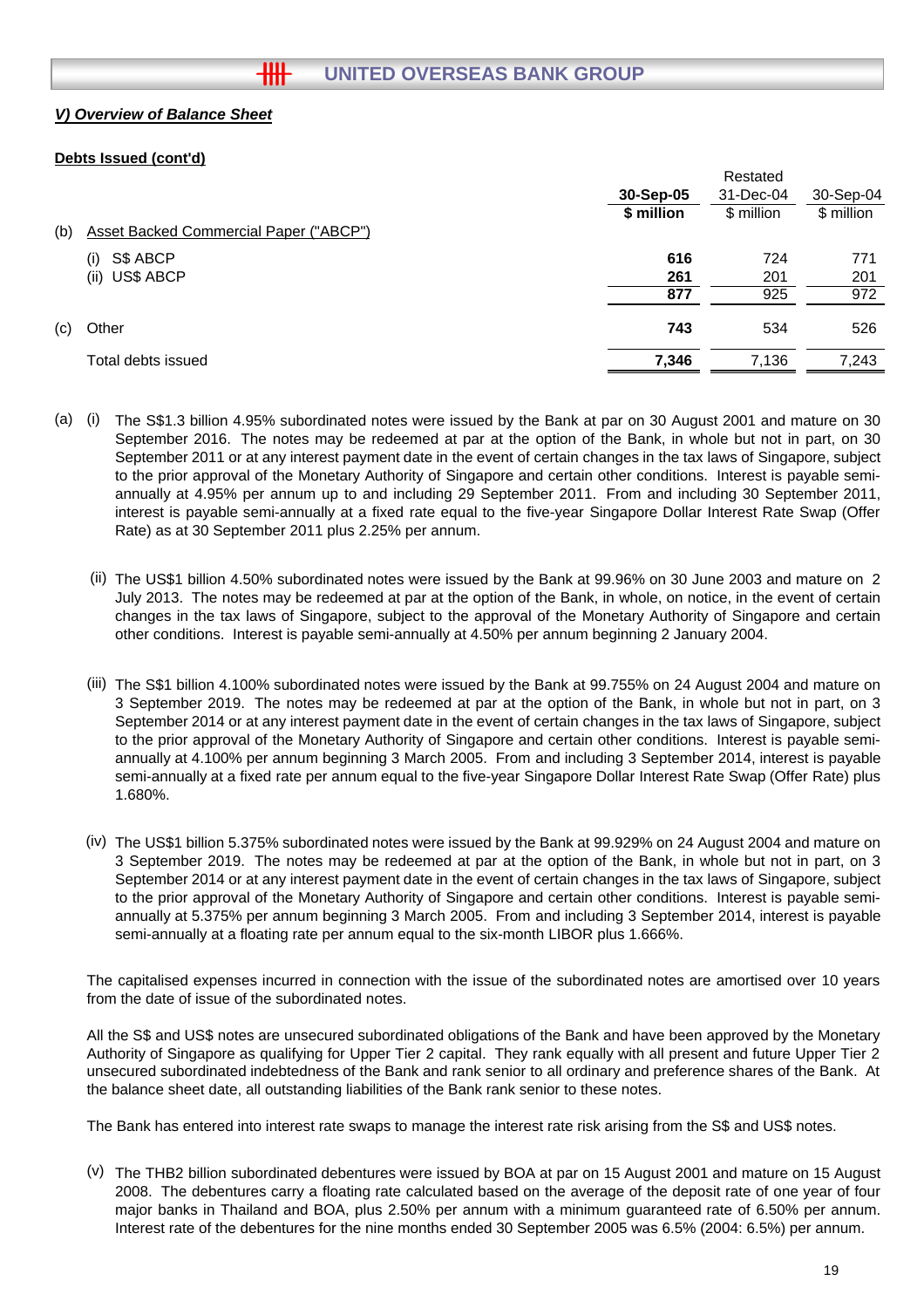## V) Overview of Balance Sheet

**Debts Issued (cont'd)**

| | | 30-Sep-05 | Restated 31-Dec-04 | 30-Sep-04 |
|---|---|---|---|---|
| | | **$ million** | $ million | $ million |
| (b) | Asset Backed Commercial Paper ("ABCP") | | | |
| | (i) S$ ABCP | **616** | 724 | 771 |
| | (ii) US$ ABCP | **261** | 201 | 201 |
| | | **877** | 925 | 972 |
| (c) | Other | **743** | 534 | 526 |
| | Total debts issued | **7,346** | 7,136 | 7,243 |

(a) (i) The S$1.3 billion 4.95% subordinated notes were issued by the Bank at par on 30 August 2001 and mature on 30 September 2016. The notes may be redeemed at par at the option of the Bank, in whole but not in part, on 30 September 2011 or at any interest payment date in the event of certain changes in the tax laws of Singapore, subject to the prior approval of the Monetary Authority of Singapore and certain other conditions. Interest is payable semi-annually at 4.95% per annum up to and including 29 September 2011. From and including 30 September 2011, interest is payable semi-annually at a fixed rate equal to the five-year Singapore Dollar Interest Rate Swap (Offer Rate) as at 30 September 2011 plus 2.25% per annum.

(ii) The US$1 billion 4.50% subordinated notes were issued by the Bank at 99.96% on 30 June 2003 and mature on 2 July 2013. The notes may be redeemed at par at the option of the Bank, in whole, on notice, in the event of certain changes in the tax laws of Singapore, subject to the approval of the Monetary Authority of Singapore and certain other conditions. Interest is payable semi-annually at 4.50% per annum beginning 2 January 2004.

(iii) The S$1 billion 4.100% subordinated notes were issued by the Bank at 99.755% on 24 August 2004 and mature on 3 September 2019. The notes may be redeemed at par at the option of the Bank, in whole but not in part, on 3 September 2014 or at any interest payment date in the event of certain changes in the tax laws of Singapore, subject to the prior approval of the Monetary Authority of Singapore and certain other conditions. Interest is payable semi-annually at 4.100% per annum beginning 3 March 2005. From and including 3 September 2014, interest is payable semi-annually at a fixed rate per annum equal to the five-year Singapore Dollar Interest Rate Swap (Offer Rate) plus 1.680%.

(iv) The US$1 billion 5.375% subordinated notes were issued by the Bank at 99.929% on 24 August 2004 and mature on 3 September 2019. The notes may be redeemed at par at the option of the Bank, in whole but not in part, on 3 September 2014 or at any interest payment date in the event of certain changes in the tax laws of Singapore, subject to the prior approval of the Monetary Authority of Singapore and certain other conditions. Interest is payable semi-annually at 5.375% per annum beginning 3 March 2005. From and including 3 September 2014, interest is payable semi-annually at a floating rate per annum equal to the six-month LIBOR plus 1.666%.

The capitalised expenses incurred in connection with the issue of the subordinated notes are amortised over 10 years from the date of issue of the subordinated notes.

All the S$ and US$ notes are unsecured subordinated obligations of the Bank and have been approved by the Monetary Authority of Singapore as qualifying for Upper Tier 2 capital. They rank equally with all present and future Upper Tier 2 unsecured subordinated indebtedness of the Bank and rank senior to all ordinary and preference shares of the Bank. At the balance sheet date, all outstanding liabilities of the Bank rank senior to these notes.

The Bank has entered into interest rate swaps to manage the interest rate risk arising from the S$ and US$ notes.

(v) The THB2 billion subordinated debentures were issued by BOA at par on 15 August 2001 and mature on 15 August 2008. The debentures carry a floating rate calculated based on the average of the deposit rate of one year of four major banks in Thailand and BOA, plus 2.50% per annum with a minimum guaranteed rate of 6.50% per annum. Interest rate of the debentures for the nine months ended 30 September 2005 was 6.5% (2004: 6.5%) per annum.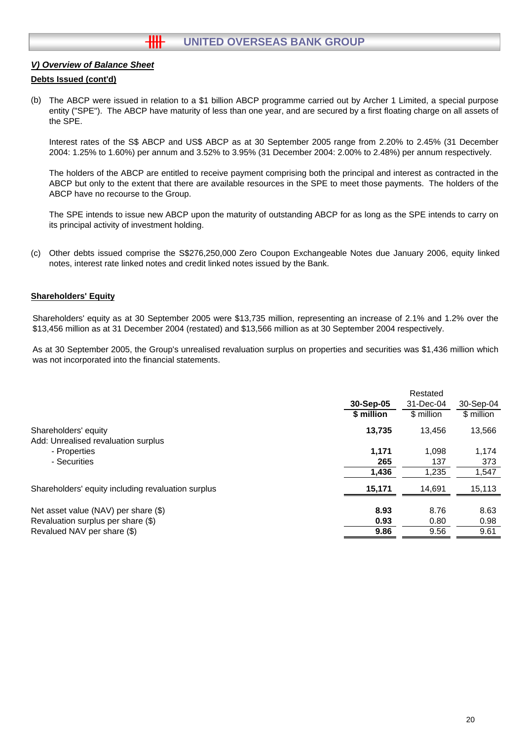## *V) Overview of Balance Sheet*

### Debts Issued (cont'd)

(b) The ABCP were issued in relation to a $1 billion ABCP programme carried out by Archer 1 Limited, a special purpose entity ("SPE"). The ABCP have maturity of less than one year, and are secured by a first floating charge on all assets of the SPE.

Interest rates of the S$ ABCP and US$ ABCP as at 30 September 2005 range from 2.20% to 2.45% (31 December 2004: 1.25% to 1.60%) per annum and 3.52% to 3.95% (31 December 2004: 2.00% to 2.48%) per annum respectively.

The holders of the ABCP are entitled to receive payment comprising both the principal and interest as contracted in the ABCP but only to the extent that there are available resources in the SPE to meet those payments. The holders of the ABCP have no recourse to the Group.

The SPE intends to issue new ABCP upon the maturity of outstanding ABCP for as long as the SPE intends to carry on its principal activity of investment holding.

(c) Other debts issued comprise the S$276,250,000 Zero Coupon Exchangeable Notes due January 2006, equity linked notes, interest rate linked notes and credit linked notes issued by the Bank.

### Shareholders' Equity

Shareholders' equity as at 30 September 2005 were $13,735 million, representing an increase of 2.1% and 1.2% over the $13,456 million as at 31 December 2004 (restated) and $13,566 million as at 30 September 2004 respectively.

As at 30 September 2005, the Group's unrealised revaluation surplus on properties and securities was $1,436 million which was not incorporated into the financial statements.

| | **30-Sep-05** | Restated 31-Dec-04 | 30-Sep-04 |
|---|---|---|---|
| | **$ million** | $ million | $ million |
| Shareholders' equity | **13,735** | 13,456 | 13,566 |
| Add: Unrealised revaluation surplus | | | |
| - Properties | **1,171** | 1,098 | 1,174 |
| - Securities | **265** | 137 | 373 |
| | **1,436** | 1,235 | 1,547 |
| Shareholders' equity including revaluation surplus | **15,171** | 14,691 | 15,113 |
| Net asset value (NAV) per share ($) | **8.93** | 8.76 | 8.63 |
| Revaluation surplus per share ($) | **0.93** | 0.80 | 0.98 |
| Revalued NAV per share ($) | **9.86** | 9.56 | 9.61 |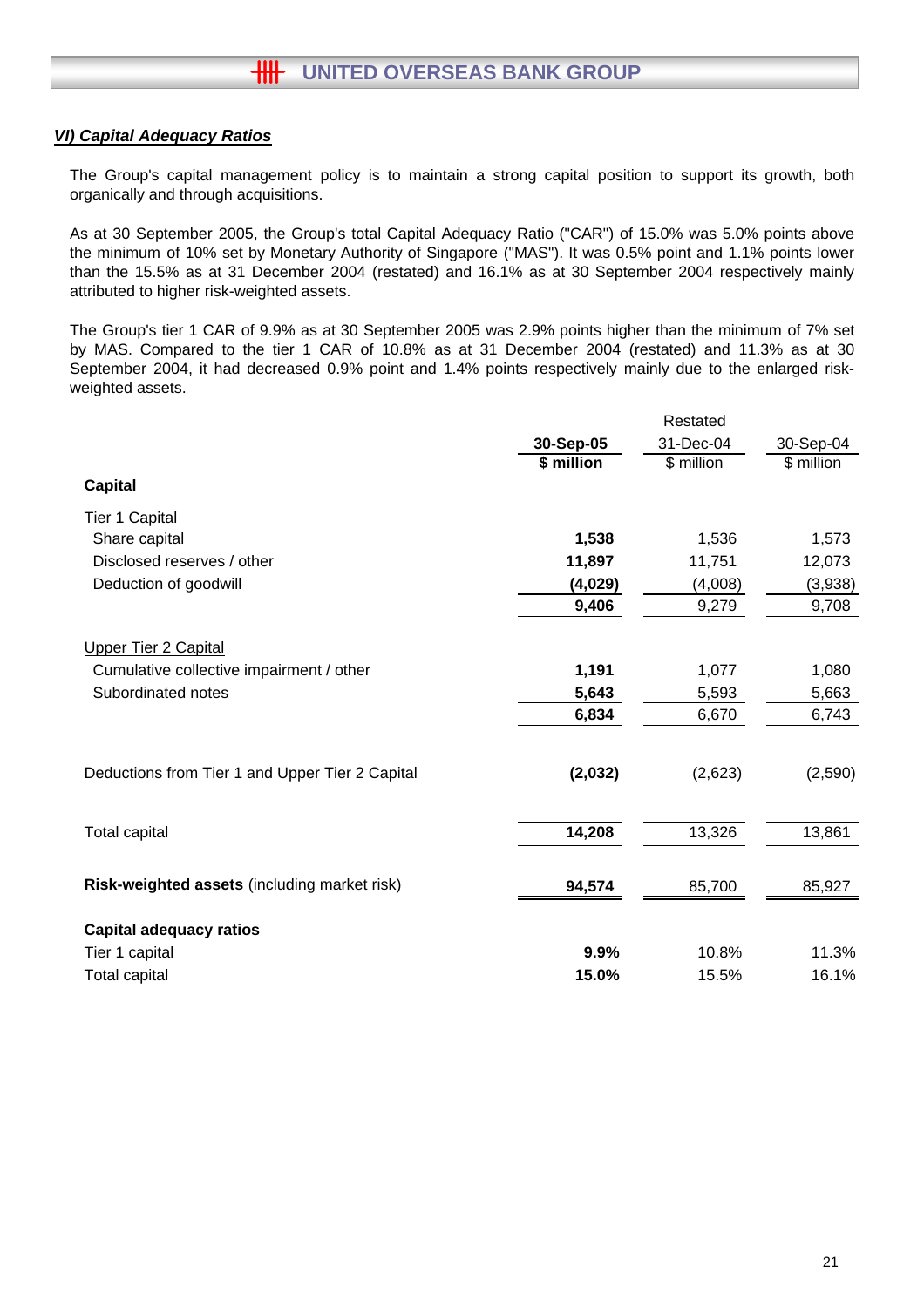## *VI) Capital Adequacy Ratios*

The Group's capital management policy is to maintain a strong capital position to support its growth, both organically and through acquisitions.

As at 30 September 2005, the Group's total Capital Adequacy Ratio ("CAR") of 15.0% was 5.0% points above the minimum of 10% set by Monetary Authority of Singapore ("MAS"). It was 0.5% point and 1.1% points lower than the 15.5% as at 31 December 2004 (restated) and 16.1% as at 30 September 2004 respectively mainly attributed to higher risk-weighted assets.

The Group's tier 1 CAR of 9.9% as at 30 September 2005 was 2.9% points higher than the minimum of 7% set by MAS. Compared to the tier 1 CAR of 10.8% as at 31 December 2004 (restated) and 11.3% as at 30 September 2004, it had decreased 0.9% point and 1.4% points respectively mainly due to the enlarged risk-weighted assets.

| | **30-Sep-05** | Restated 31-Dec-04 | 30-Sep-04 |
|---|---|---|---|
| | **$ million** | $ million | $ million |
| **Capital** | | | |
| Tier 1 Capital | | | |
| Share capital | **1,538** | 1,536 | 1,573 |
| Disclosed reserves / other | **11,897** | 11,751 | 12,073 |
| Deduction of goodwill | **(4,029)** | (4,008) | (3,938) |
| | **9,406** | 9,279 | 9,708 |
| Upper Tier 2 Capital | | | |
| Cumulative collective impairment / other | **1,191** | 1,077 | 1,080 |
| Subordinated notes | **5,643** | 5,593 | 5,663 |
| | **6,834** | 6,670 | 6,743 |
| Deductions from Tier 1 and Upper Tier 2 Capital | **(2,032)** | (2,623) | (2,590) |
| Total capital | **14,208** | 13,326 | 13,861 |
| **Risk-weighted assets** (including market risk) | **94,574** | 85,700 | 85,927 |
| **Capital adequacy ratios** | | | |
| Tier 1 capital | **9.9%** | 10.8% | 11.3% |
| Total capital | **15.0%** | 15.5% | 16.1% |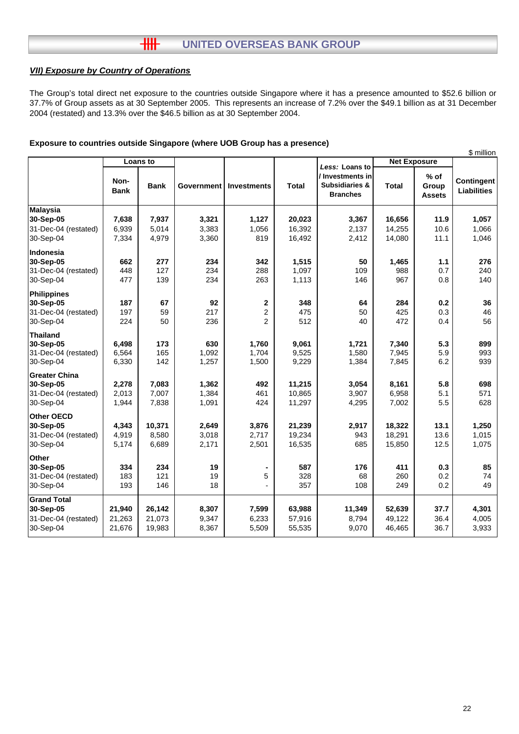### *VII) Exposure by Country of Operations*

The Group's total direct net exposure to the countries outside Singapore where it has a presence amounted to $52.6 billion or 37.7% of Group assets as at 30 September 2005. This represents an increase of 7.2% over the $49.1 billion as at 31 December 2004 (restated) and 13.3% over the $46.5 billion as at 30 September 2004.

**Exposure to countries outside Singapore (where UOB Group has a presence)**

$ million

| | Loans to | | Government | Investments | Total | *Less:* Loans to / Investments in Subsidiaries & Branches | Net Exposure | | Contingent Liabilities |
|---|---|---|---|---|---|---|---|---|---|
| | Non-Bank | Bank | | | | | Total | % of Group Assets | |
| **Malaysia** | | | | | | | | | |
| **30-Sep-05** | **7,638** | **7,937** | **3,321** | **1,127** | **20,023** | **3,367** | **16,656** | **11.9** | **1,057** |
| 31-Dec-04 (restated) | 6,939 | 5,014 | 3,383 | 1,056 | 16,392 | 2,137 | 14,255 | 10.6 | 1,066 |
| 30-Sep-04 | 7,334 | 4,979 | 3,360 | 819 | 16,492 | 2,412 | 14,080 | 11.1 | 1,046 |
| **Indonesia** | | | | | | | | | |
| **30-Sep-05** | **662** | **277** | **234** | **342** | **1,515** | **50** | **1,465** | **1.1** | **276** |
| 31-Dec-04 (restated) | 448 | 127 | 234 | 288 | 1,097 | 109 | 988 | 0.7 | 240 |
| 30-Sep-04 | 477 | 139 | 234 | 263 | 1,113 | 146 | 967 | 0.8 | 140 |
| **Philippines** | | | | | | | | | |
| **30-Sep-05** | **187** | **67** | **92** | **2** | **348** | **64** | **284** | **0.2** | **36** |
| 31-Dec-04 (restated) | 197 | 59 | 217 | 2 | 475 | 50 | 425 | 0.3 | 46 |
| 30-Sep-04 | 224 | 50 | 236 | 2 | 512 | 40 | 472 | 0.4 | 56 |
| **Thailand** | | | | | | | | | |
| **30-Sep-05** | **6,498** | **173** | **630** | **1,760** | **9,061** | **1,721** | **7,340** | **5.3** | **899** |
| 31-Dec-04 (restated) | 6,564 | 165 | 1,092 | 1,704 | 9,525 | 1,580 | 7,945 | 5.9 | 993 |
| 30-Sep-04 | 6,330 | 142 | 1,257 | 1,500 | 9,229 | 1,384 | 7,845 | 6.2 | 939 |
| **Greater China** | | | | | | | | | |
| **30-Sep-05** | **2,278** | **7,083** | **1,362** | **492** | **11,215** | **3,054** | **8,161** | **5.8** | **698** |
| 31-Dec-04 (restated) | 2,013 | 7,007 | 1,384 | 461 | 10,865 | 3,907 | 6,958 | 5.1 | 571 |
| 30-Sep-04 | 1,944 | 7,838 | 1,091 | 424 | 11,297 | 4,295 | 7,002 | 5.5 | 628 |
| **Other OECD** | | | | | | | | | |
| **30-Sep-05** | **4,343** | **10,371** | **2,649** | **3,876** | **21,239** | **2,917** | **18,322** | **13.1** | **1,250** |
| 31-Dec-04 (restated) | 4,919 | 8,580 | 3,018 | 2,717 | 19,234 | 943 | 18,291 | 13.6 | 1,015 |
| 30-Sep-04 | 5,174 | 6,689 | 2,171 | 2,501 | 16,535 | 685 | 15,850 | 12.5 | 1,075 |
| **Other** | | | | | | | | | |
| **30-Sep-05** | **334** | **234** | **19** | **-** | **587** | **176** | **411** | **0.3** | **85** |
| 31-Dec-04 (restated) | 183 | 121 | 19 | 5 | 328 | 68 | 260 | 0.2 | 74 |
| 30-Sep-04 | 193 | 146 | 18 | - | 357 | 108 | 249 | 0.2 | 49 |
| **Grand Total** | | | | | | | | | |
| **30-Sep-05** | **21,940** | **26,142** | **8,307** | **7,599** | **63,988** | **11,349** | **52,639** | **37.7** | **4,301** |
| 31-Dec-04 (restated) | 21,263 | 21,073 | 9,347 | 6,233 | 57,916 | 8,794 | 49,122 | 36.4 | 4,005 |
| 30-Sep-04 | 21,676 | 19,983 | 8,367 | 5,509 | 55,535 | 9,070 | 46,465 | 36.7 | 3,933 |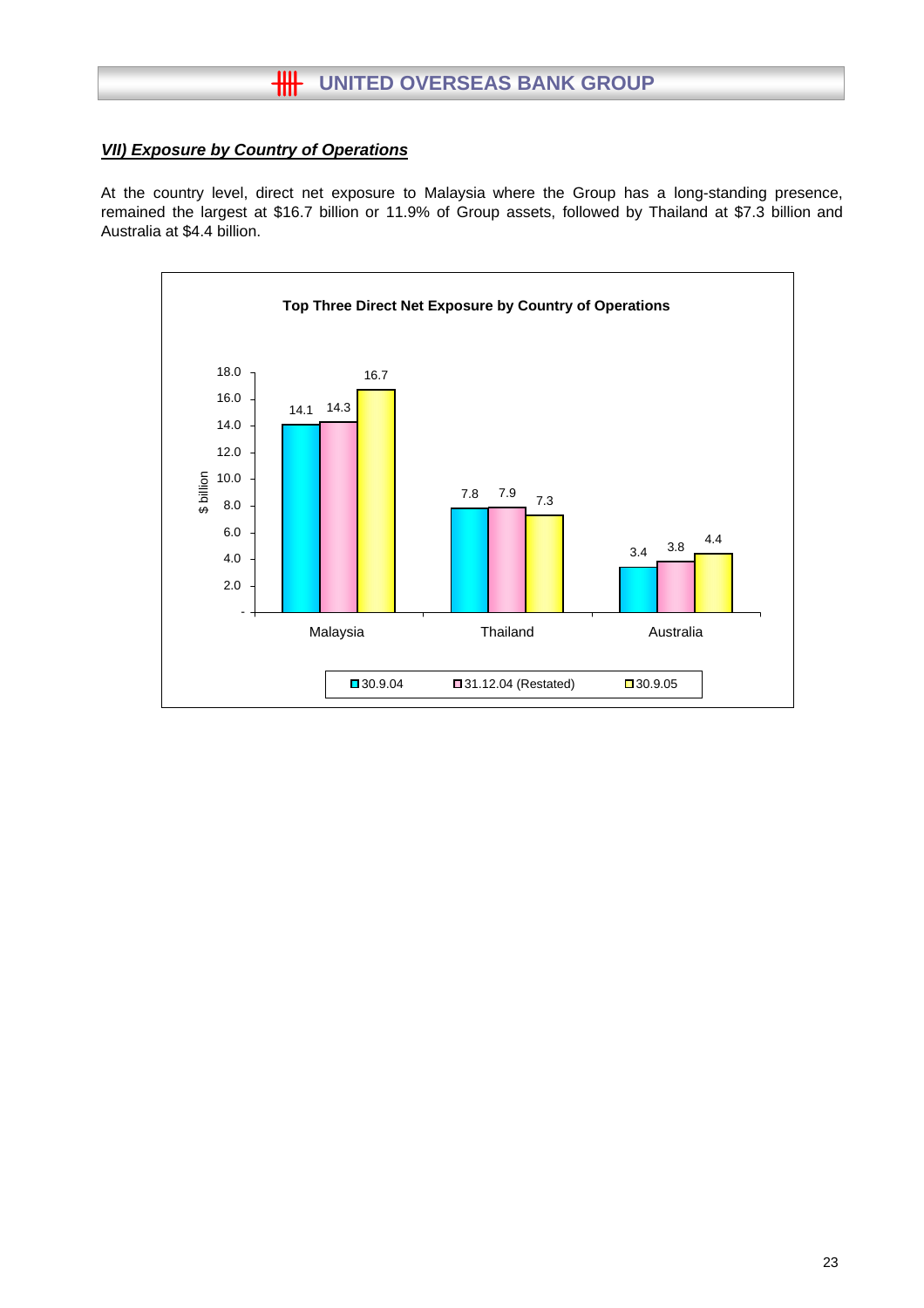### ***VII) Exposure by Country of Operations***

At the country level, direct net exposure to Malaysia where the Group has a long-standing presence, remained the largest at $16.7 billion or 11.9% of Group assets, followed by Thailand at $7.3 billion and Australia at $4.4 billion.

**Top Three Direct Net Exposure by Country of Operations**

| $ billion | 30.9.04 | 31.12.04 (Restated) | 30.9.05 |
|---|---|---|---|
| Malaysia | 14.1 | 14.3 | 16.7 |
| Thailand | 7.8 | 7.9 | 7.3 |
| Australia | 3.4 | 3.8 | 4.4 |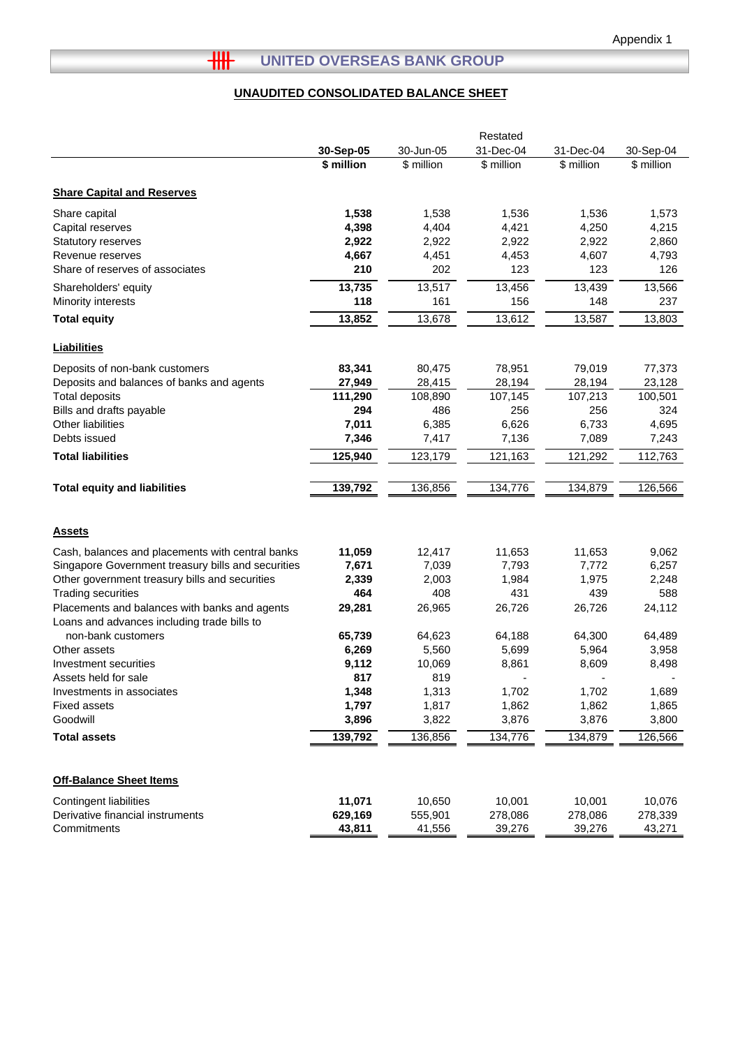Appendix 1

# UNITED OVERSEAS BANK GROUP

## UNAUDITED CONSOLIDATED BALANCE SHEET

| | 30-Sep-05 | 30-Jun-05 | Restated 31-Dec-04 | 31-Dec-04 | 30-Sep-04 |
|---|---|---|---|---|---|
| | **$ million** | $ million | $ million | $ million | $ million |
| **Share Capital and Reserves** | | | | | |
| Share capital | **1,538** | 1,538 | 1,536 | 1,536 | 1,573 |
| Capital reserves | **4,398** | 4,404 | 4,421 | 4,250 | 4,215 |
| Statutory reserves | **2,922** | 2,922 | 2,922 | 2,922 | 2,860 |
| Revenue reserves | **4,667** | 4,451 | 4,453 | 4,607 | 4,793 |
| Share of reserves of associates | **210** | 202 | 123 | 123 | 126 |
| Shareholders' equity | **13,735** | 13,517 | 13,456 | 13,439 | 13,566 |
| Minority interests | **118** | 161 | 156 | 148 | 237 |
| **Total equity** | **13,852** | 13,678 | 13,612 | 13,587 | 13,803 |
| **Liabilities** | | | | | |
| Deposits of non-bank customers | **83,341** | 80,475 | 78,951 | 79,019 | 77,373 |
| Deposits and balances of banks and agents | **27,949** | 28,415 | 28,194 | 28,194 | 23,128 |
| Total deposits | **111,290** | 108,890 | 107,145 | 107,213 | 100,501 |
| Bills and drafts payable | **294** | 486 | 256 | 256 | 324 |
| Other liabilities | **7,011** | 6,385 | 6,626 | 6,733 | 4,695 |
| Debts issued | **7,346** | 7,417 | 7,136 | 7,089 | 7,243 |
| **Total liabilities** | **125,940** | 123,179 | 121,163 | 121,292 | 112,763 |
| **Total equity and liabilities** | **139,792** | 136,856 | 134,776 | 134,879 | 126,566 |
| **Assets** | | | | | |
| Cash, balances and placements with central banks | **11,059** | 12,417 | 11,653 | 11,653 | 9,062 |
| Singapore Government treasury bills and securities | **7,671** | 7,039 | 7,793 | 7,772 | 6,257 |
| Other government treasury bills and securities | **2,339** | 2,003 | 1,984 | 1,975 | 2,248 |
| Trading securities | **464** | 408 | 431 | 439 | 588 |
| Placements and balances with banks and agents | **29,281** | 26,965 | 26,726 | 26,726 | 24,112 |
| Loans and advances including trade bills to non-bank customers | **65,739** | 64,623 | 64,188 | 64,300 | 64,489 |
| Other assets | **6,269** | 5,560 | 5,699 | 5,964 | 3,958 |
| Investment securities | **9,112** | 10,069 | 8,861 | 8,609 | 8,498 |
| Assets held for sale | **817** | 819 | - | - | - |
| Investments in associates | **1,348** | 1,313 | 1,702 | 1,702 | 1,689 |
| Fixed assets | **1,797** | 1,817 | 1,862 | 1,862 | 1,865 |
| Goodwill | **3,896** | 3,822 | 3,876 | 3,876 | 3,800 |
| **Total assets** | **139,792** | 136,856 | 134,776 | 134,879 | 126,566 |
| **Off-Balance Sheet Items** | | | | | |
| Contingent liabilities | **11,071** | 10,650 | 10,001 | 10,001 | 10,076 |
| Derivative financial instruments | **629,169** | 555,901 | 278,086 | 278,086 | 278,339 |
| Commitments | **43,811** | 41,556 | 39,276 | 39,276 | 43,271 |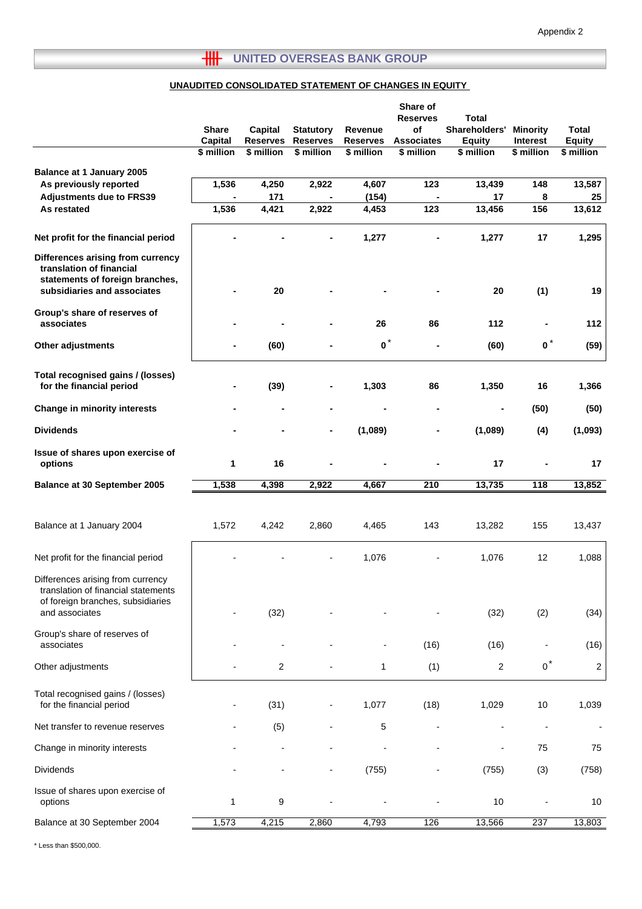Appendix 2

# UNITED OVERSEAS BANK GROUP

## UNAUDITED CONSOLIDATED STATEMENT OF CHANGES IN EQUITY

| | Share Capital | Capital Reserves | Statutory Reserves | Revenue Reserves | Share of Reserves of Associates | Total Shareholders' Equity | Minority Interest | Total Equity |
|---|---|---|---|---|---|---|---|---|
| | $ million | $ million | $ million | $ million | $ million | $ million | $ million | $ million |
| **Balance at 1 January 2005** | | | | | | | | |
| **As previously reported** | **1,536** | **4,250** | **2,922** | **4,607** | **123** | **13,439** | **148** | **13,587** |
| **Adjustments due to FRS39** | **-** | **171** | **-** | **(154)** | **-** | **17** | **8** | **25** |
| **As restated** | **1,536** | **4,421** | **2,922** | **4,453** | **123** | **13,456** | **156** | **13,612** |
| **Net profit for the financial period** | **-** | **-** | **-** | **1,277** | **-** | **1,277** | **17** | **1,295** |
| **Differences arising from currency translation of financial statements of foreign branches, subsidiaries and associates** | **-** | **20** | **-** | **-** | **-** | **20** | **(1)** | **19** |
| **Group's share of reserves of associates** | **-** | **-** | **-** | **26** | **86** | **112** | **-** | **112** |
| **Other adjustments** | **-** | **(60)** | **-** | **0*** | **-** | **(60)** | **0*** | **(59)** |
| **Total recognised gains / (losses) for the financial period** | **-** | **(39)** | **-** | **1,303** | **86** | **1,350** | **16** | **1,366** |
| **Change in minority interests** | **-** | **-** | **-** | **-** | **-** | **-** | **(50)** | **(50)** |
| **Dividends** | **-** | **-** | **-** | **(1,089)** | **-** | **(1,089)** | **(4)** | **(1,093)** |
| **Issue of shares upon exercise of options** | **1** | **16** | **-** | **-** | **-** | **17** | **-** | **17** |
| **Balance at 30 September 2005** | **1,538** | **4,398** | **2,922** | **4,667** | **210** | **13,735** | **118** | **13,852** |
| | | | | | | | | |
| Balance at 1 January 2004 | 1,572 | 4,242 | 2,860 | 4,465 | 143 | 13,282 | 155 | 13,437 |
| Net profit for the financial period | - | - | - | 1,076 | - | 1,076 | 12 | 1,088 |
| Differences arising from currency translation of financial statements of foreign branches, subsidiaries and associates | - | (32) | - | - | - | (32) | (2) | (34) |
| Group's share of reserves of associates | - | - | - | - | (16) | (16) | - | (16) |
| Other adjustments | - | 2 | - | 1 | (1) | 2 | 0* | 2 |
| Total recognised gains / (losses) for the financial period | - | (31) | - | 1,077 | (18) | 1,029 | 10 | 1,039 |
| Net transfer to revenue reserves | - | (5) | - | 5 | - | - | - | - |
| Change in minority interests | - | - | - | - | - | - | 75 | 75 |
| Dividends | - | - | - | (755) | - | (755) | (3) | (758) |
| Issue of shares upon exercise of options | 1 | 9 | - | - | - | 10 | - | 10 |
| Balance at 30 September 2004 | 1,573 | 4,215 | 2,860 | 4,793 | 126 | 13,566 | 237 | 13,803 |

\* Less than $500,000.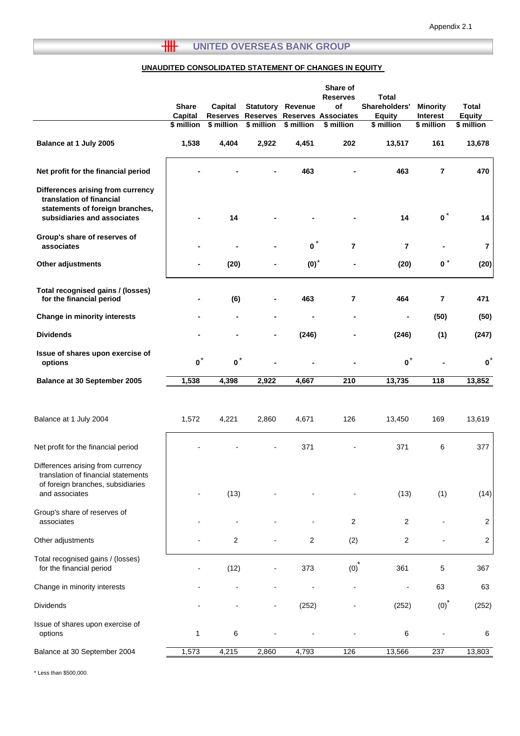Appendix 2.1

## UNITED OVERSEAS BANK GROUP

### UNAUDITED CONSOLIDATED STATEMENT OF CHANGES IN EQUITY

| | Share Capital | Capital Reserves | Statutory Reserves | Revenue Reserves | Share of Reserves of Associates | Total Shareholders' Equity | Minority Interest | Total Equity |
|---|---|---|---|---|---|---|---|---|
| | $ million | $ million | $ million | $ million | $ million | $ million | $ million | $ million |
| **Balance at 1 July 2005** | **1,538** | **4,404** | **2,922** | **4,451** | **202** | **13,517** | **161** | **13,678** |
| **Net profit for the financial period** | **-** | **-** | **-** | **463** | **-** | **463** | **7** | **470** |
| **Differences arising from currency translation of financial statements of foreign branches, subsidiaries and associates** | **-** | **14** | **-** | **-** | **-** | **14** | **0*** | **14** |
| **Group's share of reserves of associates** | **-** | **-** | **-** | **0*** | **7** | **7** | **-** | **7** |
| **Other adjustments** | **-** | **(20)** | **-** | **(0)*** | **-** | **(20)** | **0*** | **(20)** |
| **Total recognised gains / (losses) for the financial period** | **-** | **(6)** | **-** | **463** | **7** | **464** | **7** | **471** |
| **Change in minority interests** | **-** | **-** | **-** | **-** | **-** | **-** | **(50)** | **(50)** |
| **Dividends** | **-** | **-** | **-** | **(246)** | **-** | **(246)** | **(1)** | **(247)** |
| **Issue of shares upon exercise of options** | **0*** | **0*** | **-** | **-** | **-** | **0*** | **-** | **0*** |
| **Balance at 30 September 2005** | **1,538** | **4,398** | **2,922** | **4,667** | **210** | **13,735** | **118** | **13,852** |
| | | | | | | | | |
| Balance at 1 July 2004 | 1,572 | 4,221 | 2,860 | 4,671 | 126 | 13,450 | 169 | 13,619 |
| Net profit for the financial period | - | - | - | 371 | - | 371 | 6 | 377 |
| Differences arising from currency translation of financial statements of foreign branches, subsidiaries and associates | - | (13) | - | - | - | (13) | (1) | (14) |
| Group's share of reserves of associates | - | - | - | - | 2 | 2 | - | 2 |
| Other adjustments | - | 2 | - | 2 | (2) | 2 | - | 2 |
| Total recognised gains / (losses) for the financial period | - | (12) | - | 373 | (0)* | 361 | 5 | 367 |
| Change in minority interests | - | - | - | - | - | - | 63 | 63 |
| Dividends | - | - | - | (252) | - | (252) | (0)* | (252) |
| Issue of shares upon exercise of options | 1 | 6 | - | - | - | 6 | - | 6 |
| Balance at 30 September 2004 | 1,573 | 4,215 | 2,860 | 4,793 | 126 | 13,566 | 237 | 13,803 |

* Less than $500,000.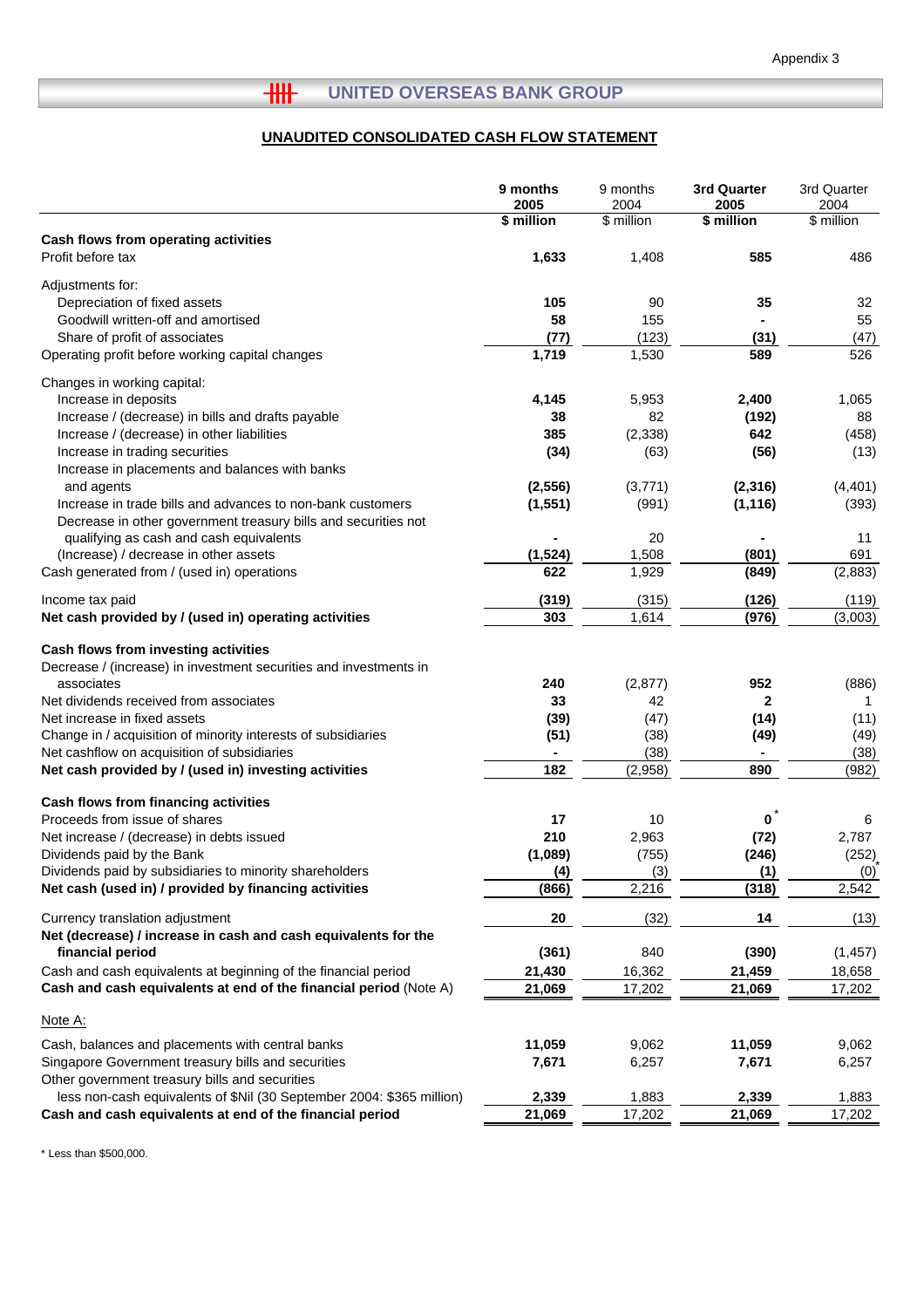Appendix 3

# UNITED OVERSEAS BANK GROUP

## UNAUDITED CONSOLIDATED CASH FLOW STATEMENT

| | **9 months 2005** | 9 months 2004 | **3rd Quarter 2005** | 3rd Quarter 2004 |
|---|---|---|---|---|
| | **$ million** | $ million | **$ million** | $ million |
| **Cash flows from operating activities** | | | | |
| Profit before tax | **1,633** | 1,408 | **585** | 486 |
| Adjustments for: | | | | |
| Depreciation of fixed assets | **105** | 90 | **35** | 32 |
| Goodwill written-off and amortised | **58** | 155 | **-** | 55 |
| Share of profit of associates | **(77)** | (123) | **(31)** | (47) |
| Operating profit before working capital changes | **1,719** | 1,530 | **589** | 526 |
| Changes in working capital: | | | | |
| Increase in deposits | **4,145** | 5,953 | **2,400** | 1,065 |
| Increase / (decrease) in bills and drafts payable | **38** | 82 | **(192)** | 88 |
| Increase / (decrease) in other liabilities | **385** | (2,338) | **642** | (458) |
| Increase in trading securities | **(34)** | (63) | **(56)** | (13) |
| Increase in placements and balances with banks and agents | **(2,556)** | (3,771) | **(2,316)** | (4,401) |
| Increase in trade bills and advances to non-bank customers | **(1,551)** | (991) | **(1,116)** | (393) |
| Decrease in other government treasury bills and securities not qualifying as cash and cash equivalents | **-** | 20 | **-** | 11 |
| (Increase) / decrease in other assets | **(1,524)** | 1,508 | **(801)** | 691 |
| Cash generated from / (used in) operations | **622** | 1,929 | **(849)** | (2,883) |
| Income tax paid | **(319)** | (315) | **(126)** | (119) |
| **Net cash provided by / (used in) operating activities** | **303** | 1,614 | **(976)** | (3,003) |
| **Cash flows from investing activities** | | | | |
| Decrease / (increase) in investment securities and investments in associates | **240** | (2,877) | **952** | (886) |
| Net dividends received from associates | **33** | 42 | **2** | 1 |
| Net increase in fixed assets | **(39)** | (47) | **(14)** | (11) |
| Change in / acquisition of minority interests of subsidiaries | **(51)** | (38) | **(49)** | (49) |
| Net cashflow on acquisition of subsidiaries | **-** | (38) | **-** | (38) |
| **Net cash provided by / (used in) investing activities** | **182** | (2,958) | **890** | (982) |
| **Cash flows from financing activities** | | | | |
| Proceeds from issue of shares | **17** | 10 | **0*** | 6 |
| Net increase / (decrease) in debts issued | **210** | 2,963 | **(72)** | 2,787 |
| Dividends paid by the Bank | **(1,089)** | (755) | **(246)** | (252) |
| Dividends paid by subsidiaries to minority shareholders | **(4)** | (3) | **(1)** | (0)* |
| **Net cash (used in) / provided by financing activities** | **(866)** | 2,216 | **(318)** | 2,542 |
| Currency translation adjustment | **20** | (32) | **14** | (13) |
| **Net (decrease) / increase in cash and cash equivalents for the financial period** | **(361)** | 840 | **(390)** | (1,457) |
| Cash and cash equivalents at beginning of the financial period | **21,430** | 16,362 | **21,459** | 18,658 |
| **Cash and cash equivalents at end of the financial period** (Note A) | **21,069** | 17,202 | **21,069** | 17,202 |

Note A:

| | | | | |
|---|---|---|---|---|
| Cash, balances and placements with central banks | **11,059** | 9,062 | **11,059** | 9,062 |
| Singapore Government treasury bills and securities | **7,671** | 6,257 | **7,671** | 6,257 |
| Other government treasury bills and securities less non-cash equivalents of $Nil (30 September 2004: $365 million) | **2,339** | 1,883 | **2,339** | 1,883 |
| **Cash and cash equivalents at end of the financial period** | **21,069** | 17,202 | **21,069** | 17,202 |

\* Less than $500,000.